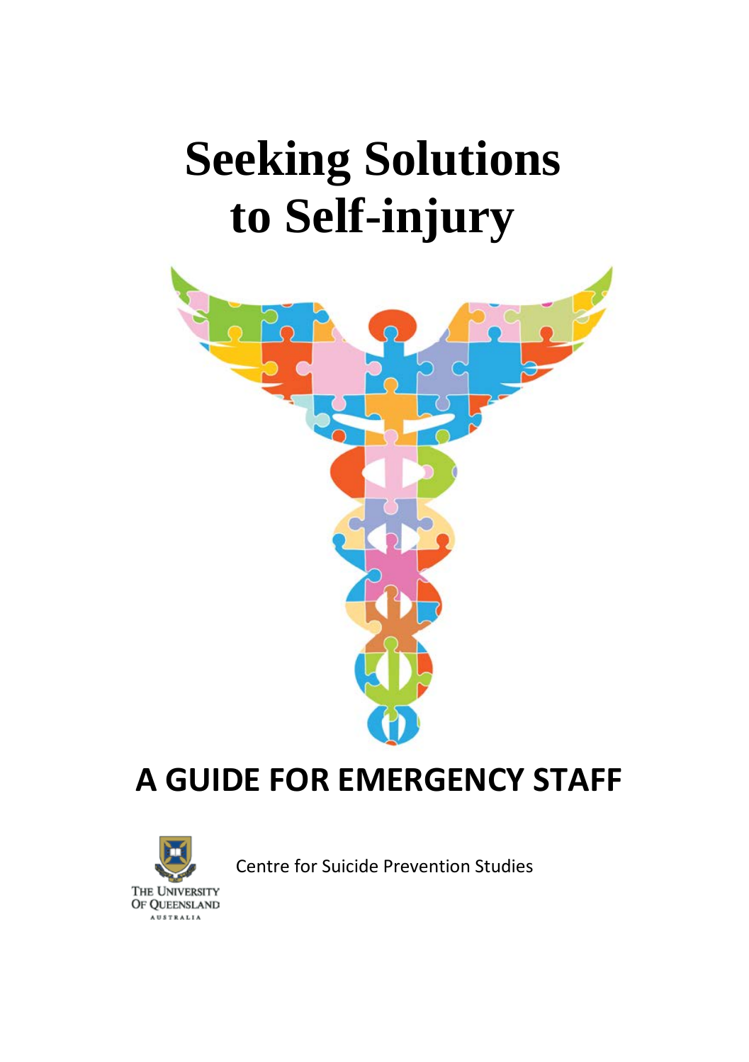# Seeking Solutions to Self-injury

## A GUIDE FOR EMERGENCY STAFF

THE UNIVERSITY OF QUEENSLAND AUSTRALIA

Centre for Suicide Prevention Studies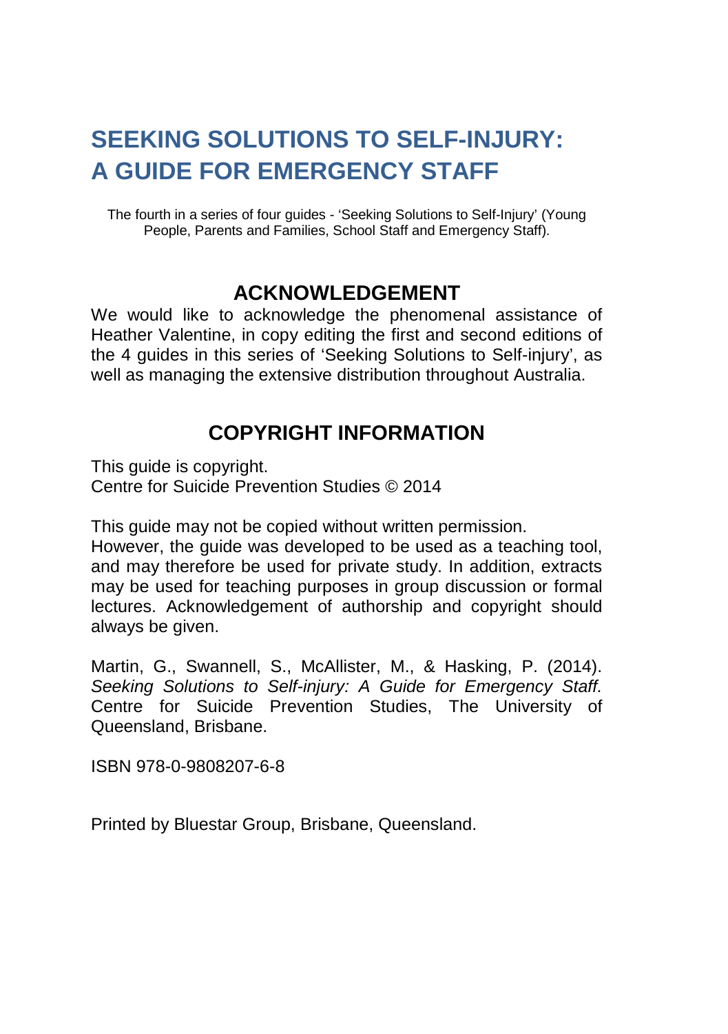# SEEKING SOLUTIONS TO SELF-INJURY: A GUIDE FOR EMERGENCY STAFF

The fourth in a series of four guides - 'Seeking Solutions to Self-Injury' (Young People, Parents and Families, School Staff and Emergency Staff).

## ACKNOWLEDGEMENT

We would like to acknowledge the phenomenal assistance of Heather Valentine, in copy editing the first and second editions of the 4 guides in this series of 'Seeking Solutions to Self-injury', as well as managing the extensive distribution throughout Australia.

## COPYRIGHT INFORMATION

This guide is copyright.
Centre for Suicide Prevention Studies © 2014

This guide may not be copied without written permission.
However, the guide was developed to be used as a teaching tool, and may therefore be used for private study. In addition, extracts may be used for teaching purposes in group discussion or formal lectures. Acknowledgement of authorship and copyright should always be given.

Martin, G., Swannell, S., McAllister, M., & Hasking, P. (2014). *Seeking Solutions to Self-injury: A Guide for Emergency Staff.* Centre for Suicide Prevention Studies, The University of Queensland, Brisbane.

ISBN 978-0-9808207-6-8

Printed by Bluestar Group, Brisbane, Queensland.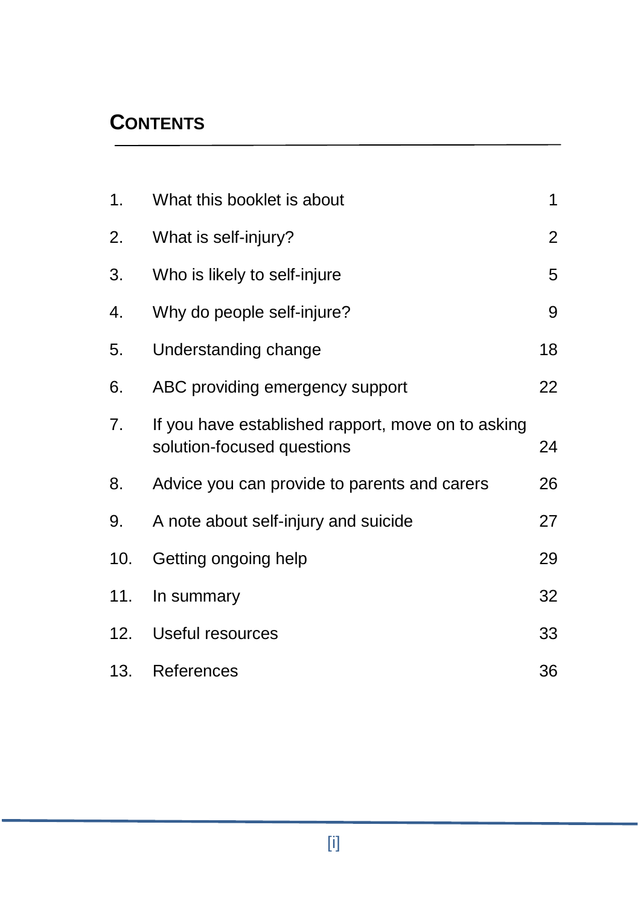## CONTENTS

| | | |
|---|---|---|
| 1. | What this booklet is about | 1 |
| 2. | What is self-injury? | 2 |
| 3. | Who is likely to self-injure | 5 |
| 4. | Why do people self-injure? | 9 |
| 5. | Understanding change | 18 |
| 6. | ABC providing emergency support | 22 |
| 7. | If you have established rapport, move on to asking solution-focused questions | 24 |
| 8. | Advice you can provide to parents and carers | 26 |
| 9. | A note about self-injury and suicide | 27 |
| 10. | Getting ongoing help | 29 |
| 11. | In summary | 32 |
| 12. | Useful resources | 33 |
| 13. | References | 36 |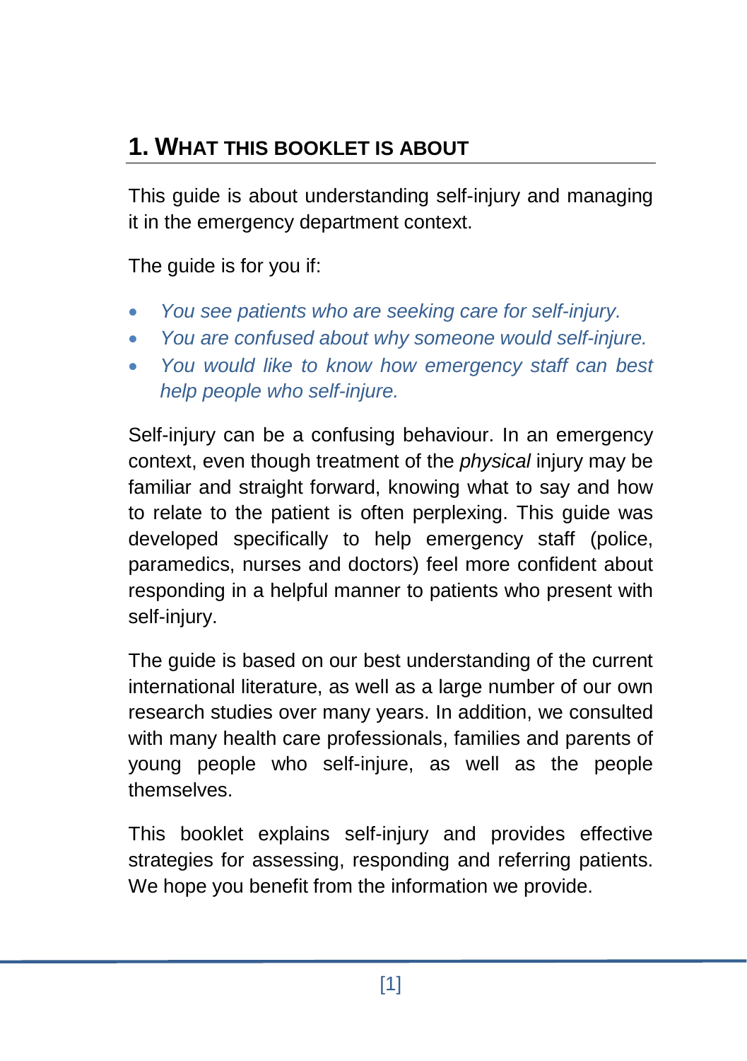## 1. What this booklet is about

This guide is about understanding self-injury and managing it in the emergency department context.

The guide is for you if:

- *You see patients who are seeking care for self-injury.*
- *You are confused about why someone would self-injure.*
- *You would like to know how emergency staff can best help people who self-injure.*

Self-injury can be a confusing behaviour. In an emergency context, even though treatment of the *physical* injury may be familiar and straight forward, knowing what to say and how to relate to the patient is often perplexing. This guide was developed specifically to help emergency staff (police, paramedics, nurses and doctors) feel more confident about responding in a helpful manner to patients who present with self-injury.

The guide is based on our best understanding of the current international literature, as well as a large number of our own research studies over many years. In addition, we consulted with many health care professionals, families and parents of young people who self-injure, as well as the people themselves.

This booklet explains self-injury and provides effective strategies for assessing, responding and referring patients. We hope you benefit from the information we provide.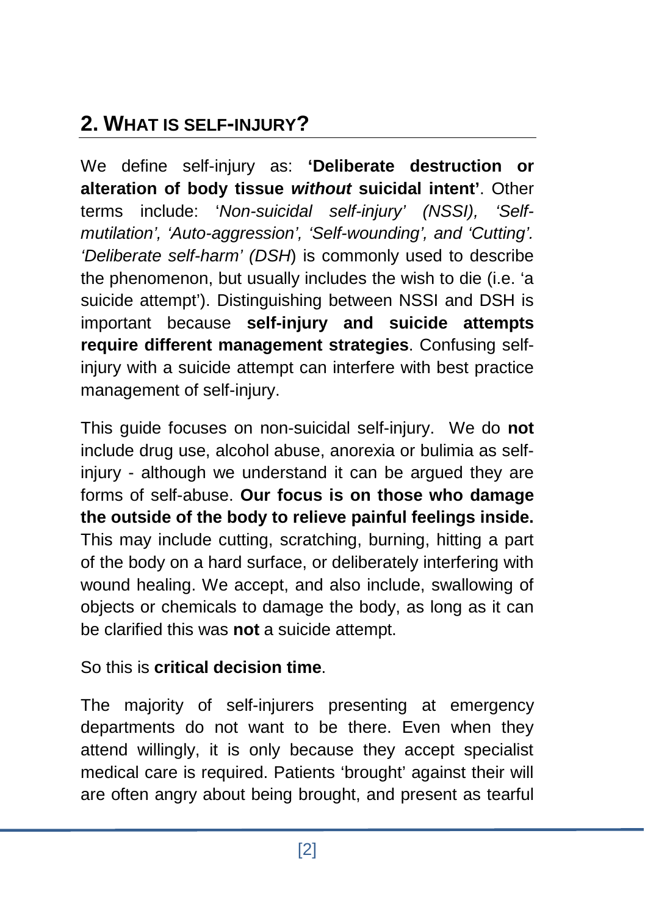## 2. What is self-injury?

We define self-injury as: **'Deliberate destruction or alteration of body tissue *without* suicidal intent'**. Other terms include: '*Non-suicidal self-injury' (NSSI), 'Self-mutilation', 'Auto-aggression', 'Self-wounding', and 'Cutting'. 'Deliberate self-harm' (DSH*) is commonly used to describe the phenomenon, but usually includes the wish to die (i.e. 'a suicide attempt'). Distinguishing between NSSI and DSH is important because **self-injury and suicide attempts require different management strategies**. Confusing self-injury with a suicide attempt can interfere with best practice management of self-injury.

This guide focuses on non-suicidal self-injury. We do **not** include drug use, alcohol abuse, anorexia or bulimia as self-injury - although we understand it can be argued they are forms of self-abuse. **Our focus is on those who damage the outside of the body to relieve painful feelings inside.** This may include cutting, scratching, burning, hitting a part of the body on a hard surface, or deliberately interfering with wound healing. We accept, and also include, swallowing of objects or chemicals to damage the body, as long as it can be clarified this was **not** a suicide attempt.

So this is **critical decision time**.

The majority of self-injurers presenting at emergency departments do not want to be there. Even when they attend willingly, it is only because they accept specialist medical care is required. Patients 'brought' against their will are often angry about being brought, and present as tearful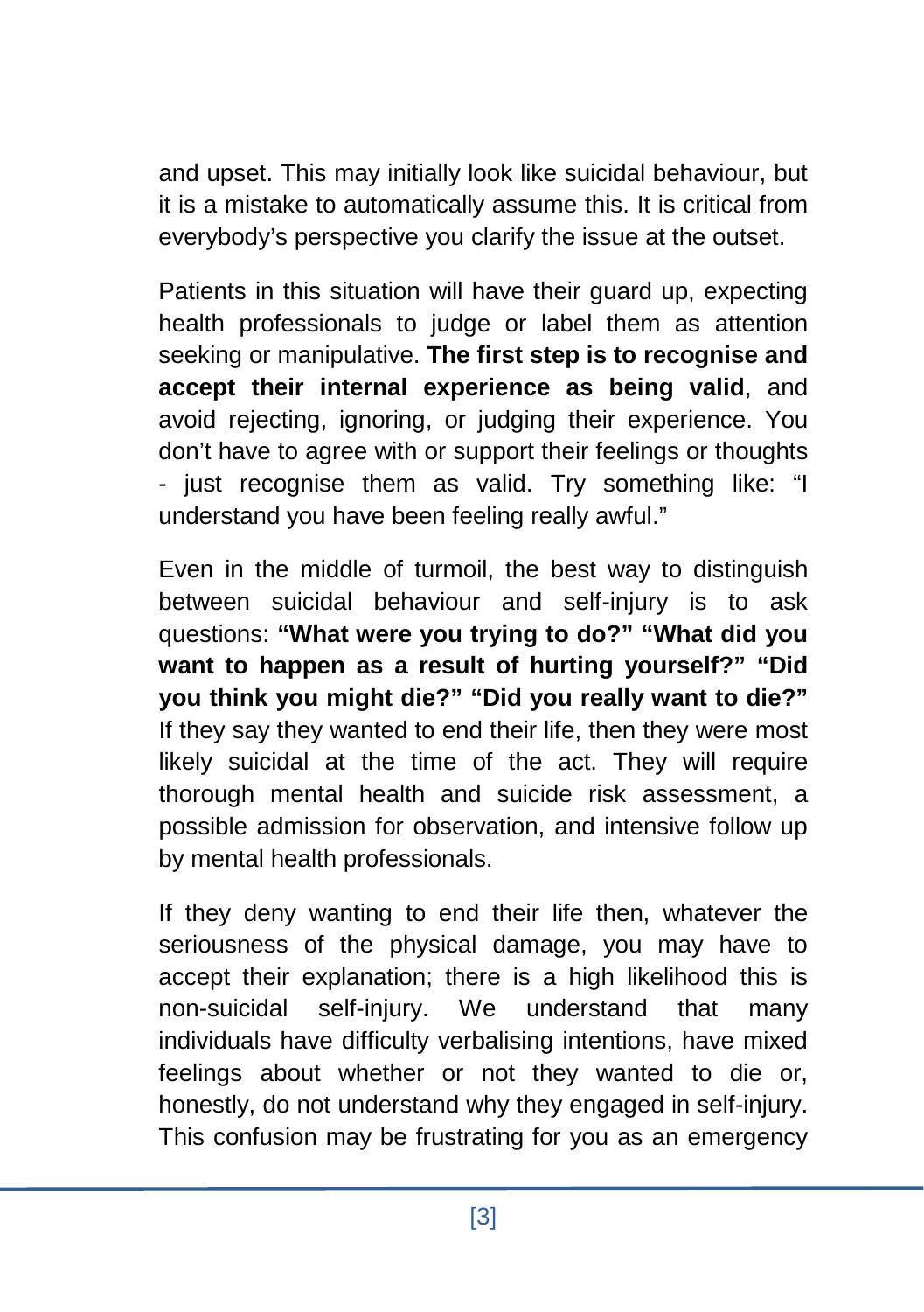and upset. This may initially look like suicidal behaviour, but it is a mistake to automatically assume this. It is critical from everybody's perspective you clarify the issue at the outset.

Patients in this situation will have their guard up, expecting health professionals to judge or label them as attention seeking or manipulative. **The first step is to recognise and accept their internal experience as being valid**, and avoid rejecting, ignoring, or judging their experience. You don't have to agree with or support their feelings or thoughts - just recognise them as valid. Try something like: "I understand you have been feeling really awful."

Even in the middle of turmoil, the best way to distinguish between suicidal behaviour and self-injury is to ask questions: **"What were you trying to do?" "What did you want to happen as a result of hurting yourself?" "Did you think you might die?" "Did you really want to die?"** If they say they wanted to end their life, then they were most likely suicidal at the time of the act. They will require thorough mental health and suicide risk assessment, a possible admission for observation, and intensive follow up by mental health professionals.

If they deny wanting to end their life then, whatever the seriousness of the physical damage, you may have to accept their explanation; there is a high likelihood this is non-suicidal self-injury. We understand that many individuals have difficulty verbalising intentions, have mixed feelings about whether or not they wanted to die or, honestly, do not understand why they engaged in self-injury. This confusion may be frustrating for you as an emergency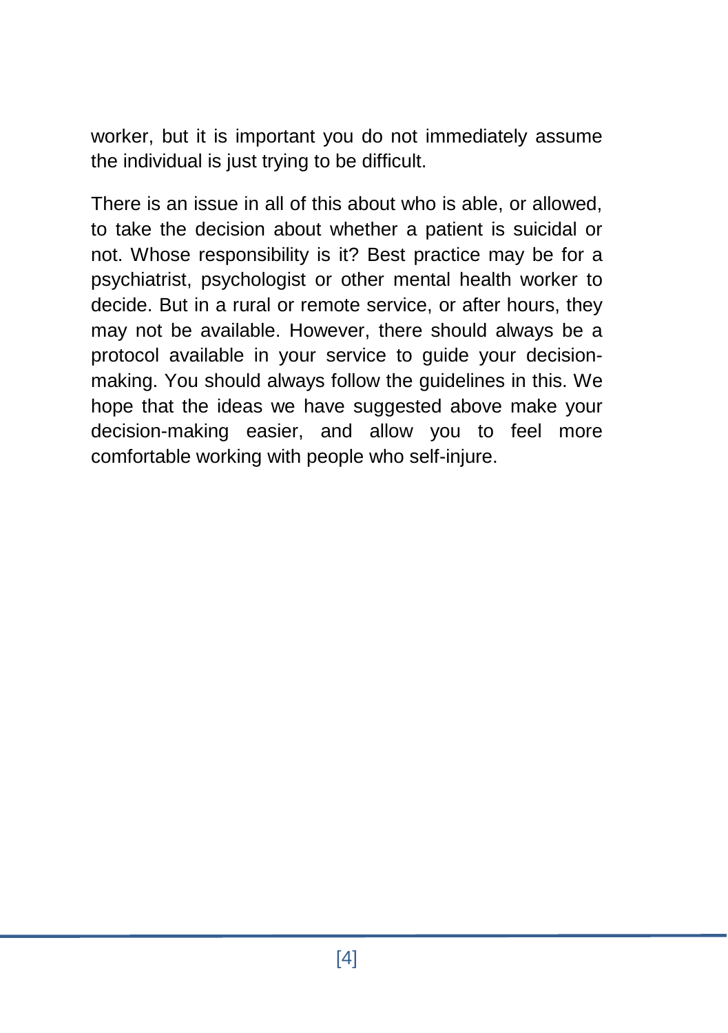worker, but it is important you do not immediately assume the individual is just trying to be difficult.

There is an issue in all of this about who is able, or allowed, to take the decision about whether a patient is suicidal or not. Whose responsibility is it? Best practice may be for a psychiatrist, psychologist or other mental health worker to decide. But in a rural or remote service, or after hours, they may not be available. However, there should always be a protocol available in your service to guide your decision-making. You should always follow the guidelines in this. We hope that the ideas we have suggested above make your decision-making easier, and allow you to feel more comfortable working with people who self-injure.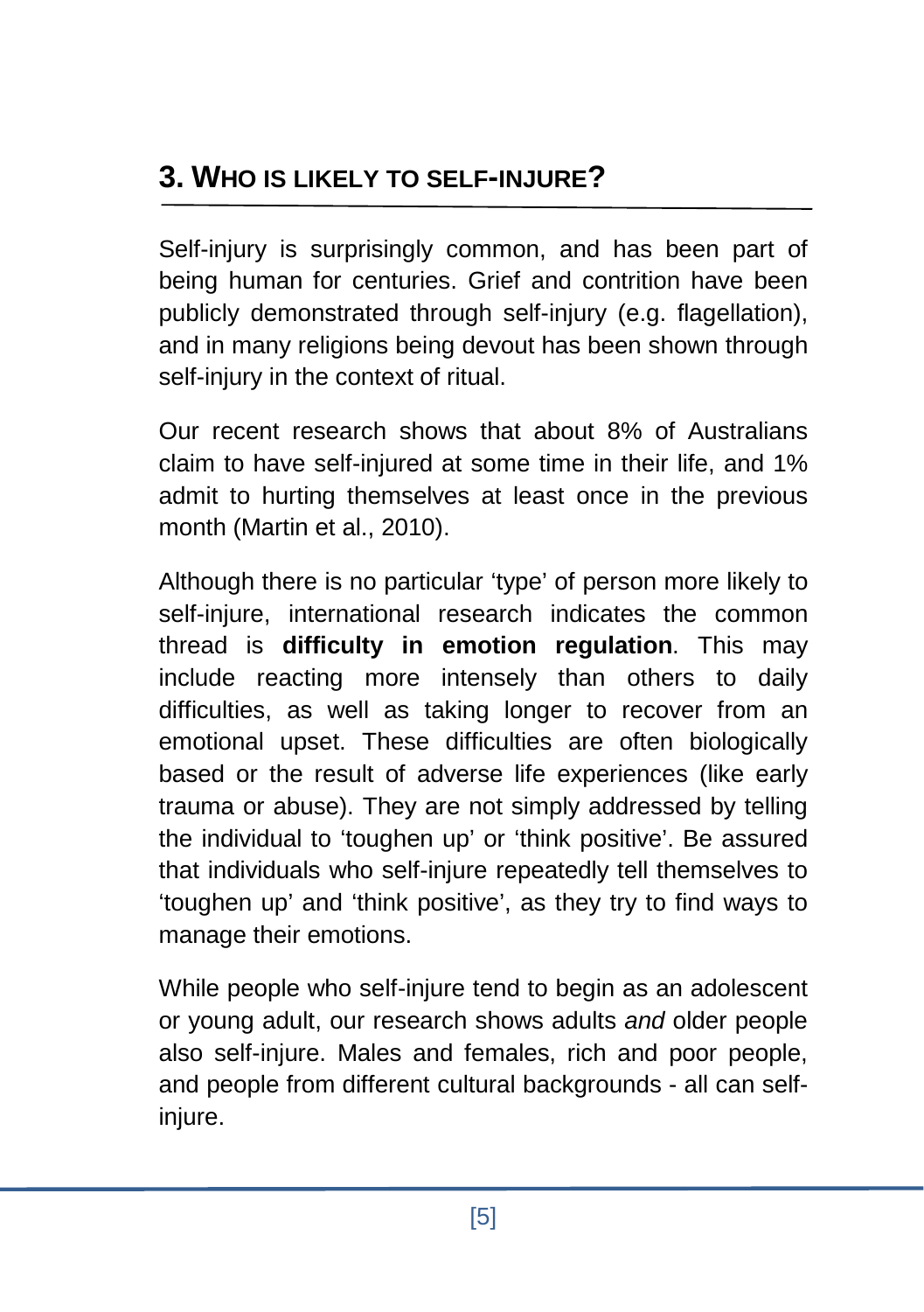## 3. WHO IS LIKELY TO SELF-INJURE?

Self-injury is surprisingly common, and has been part of being human for centuries. Grief and contrition have been publicly demonstrated through self-injury (e.g. flagellation), and in many religions being devout has been shown through self-injury in the context of ritual.

Our recent research shows that about 8% of Australians claim to have self-injured at some time in their life, and 1% admit to hurting themselves at least once in the previous month (Martin et al., 2010).

Although there is no particular 'type' of person more likely to self-injure, international research indicates the common thread is **difficulty in emotion regulation**. This may include reacting more intensely than others to daily difficulties, as well as taking longer to recover from an emotional upset. These difficulties are often biologically based or the result of adverse life experiences (like early trauma or abuse). They are not simply addressed by telling the individual to 'toughen up' or 'think positive'. Be assured that individuals who self-injure repeatedly tell themselves to 'toughen up' and 'think positive', as they try to find ways to manage their emotions.

While people who self-injure tend to begin as an adolescent or young adult, our research shows adults *and* older people also self-injure. Males and females, rich and poor people, and people from different cultural backgrounds - all can self-injure.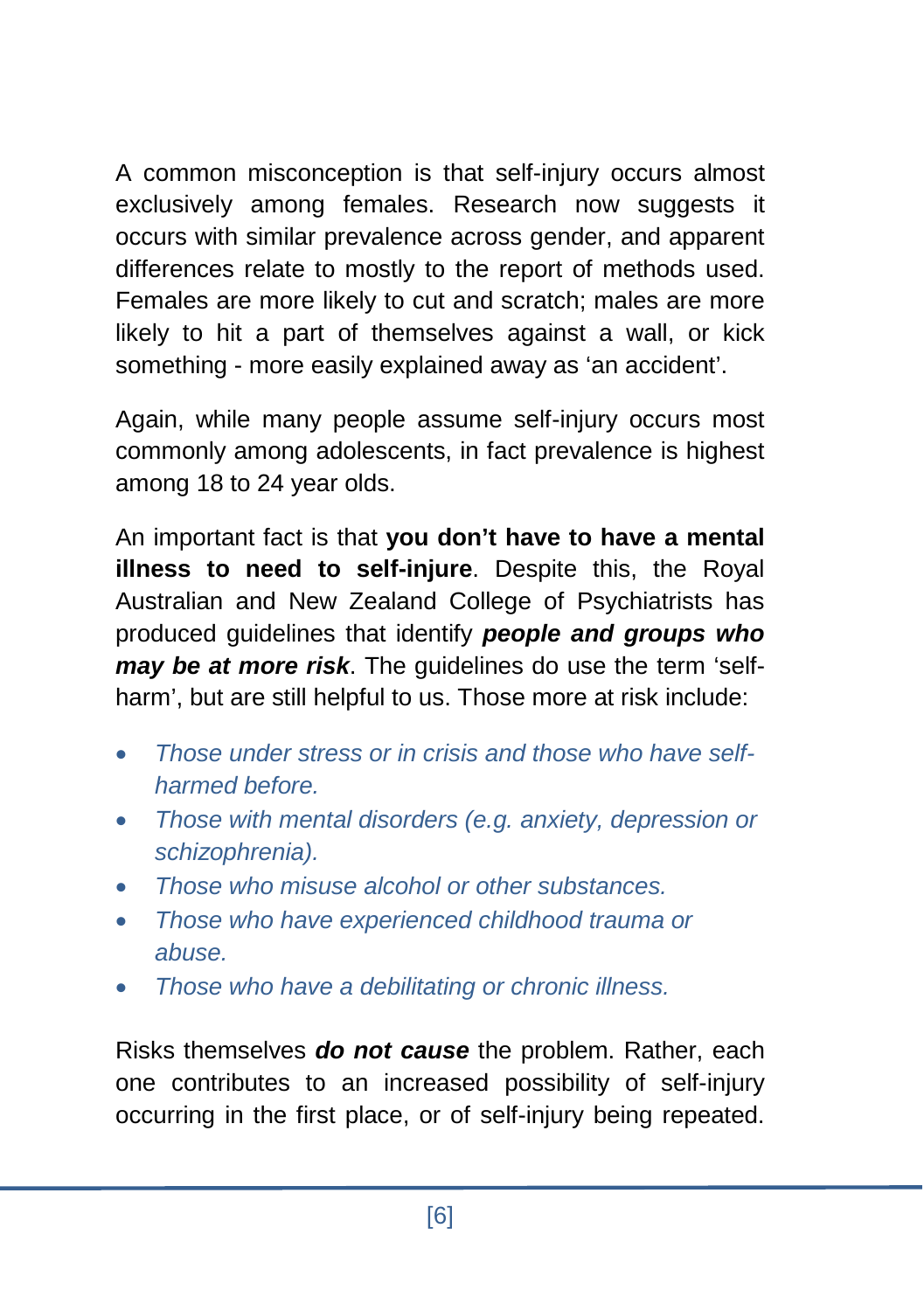A common misconception is that self-injury occurs almost exclusively among females. Research now suggests it occurs with similar prevalence across gender, and apparent differences relate to mostly to the report of methods used. Females are more likely to cut and scratch; males are more likely to hit a part of themselves against a wall, or kick something - more easily explained away as 'an accident'.

Again, while many people assume self-injury occurs most commonly among adolescents, in fact prevalence is highest among 18 to 24 year olds.

An important fact is that **you don't have to have a mental illness to need to self-injure**. Despite this, the Royal Australian and New Zealand College of Psychiatrists has produced guidelines that identify ***people and groups who may be at more risk***. The guidelines do use the term 'self-harm', but are still helpful to us. Those more at risk include:

- *Those under stress or in crisis and those who have self-harmed before.*
- *Those with mental disorders (e.g. anxiety, depression or schizophrenia).*
- *Those who misuse alcohol or other substances.*
- *Those who have experienced childhood trauma or abuse.*
- *Those who have a debilitating or chronic illness.*

Risks themselves ***do not cause*** the problem. Rather, each one contributes to an increased possibility of self-injury occurring in the first place, or of self-injury being repeated.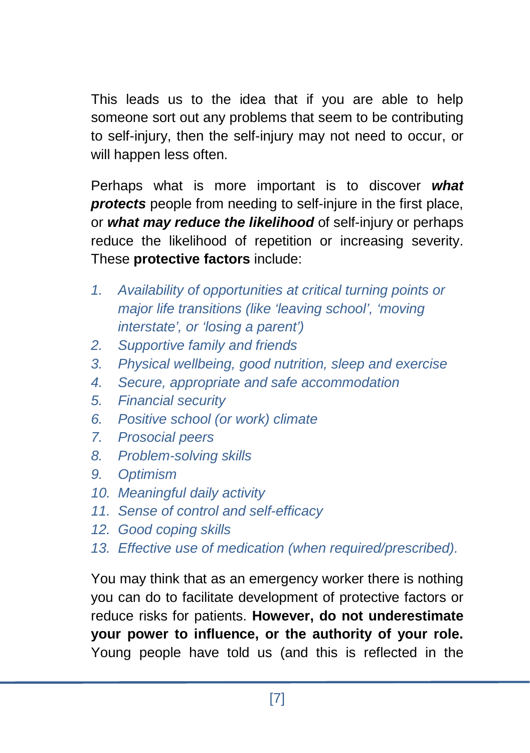This leads us to the idea that if you are able to help someone sort out any problems that seem to be contributing to self-injury, then the self-injury may not need to occur, or will happen less often.

Perhaps what is more important is to discover ***what protects*** people from needing to self-injure in the first place, or ***what may reduce the likelihood*** of self-injury or perhaps reduce the likelihood of repetition or increasing severity. These **protective factors** include:

1. *Availability of opportunities at critical turning points or major life transitions (like 'leaving school', 'moving interstate', or 'losing a parent')*
2. *Supportive family and friends*
3. *Physical wellbeing, good nutrition, sleep and exercise*
4. *Secure, appropriate and safe accommodation*
5. *Financial security*
6. *Positive school (or work) climate*
7. *Prosocial peers*
8. *Problem-solving skills*
9. *Optimism*
10. *Meaningful daily activity*
11. *Sense of control and self-efficacy*
12. *Good coping skills*
13. *Effective use of medication (when required/prescribed).*

You may think that as an emergency worker there is nothing you can do to facilitate development of protective factors or reduce risks for patients. **However, do not underestimate your power to influence, or the authority of your role.** Young people have told us (and this is reflected in the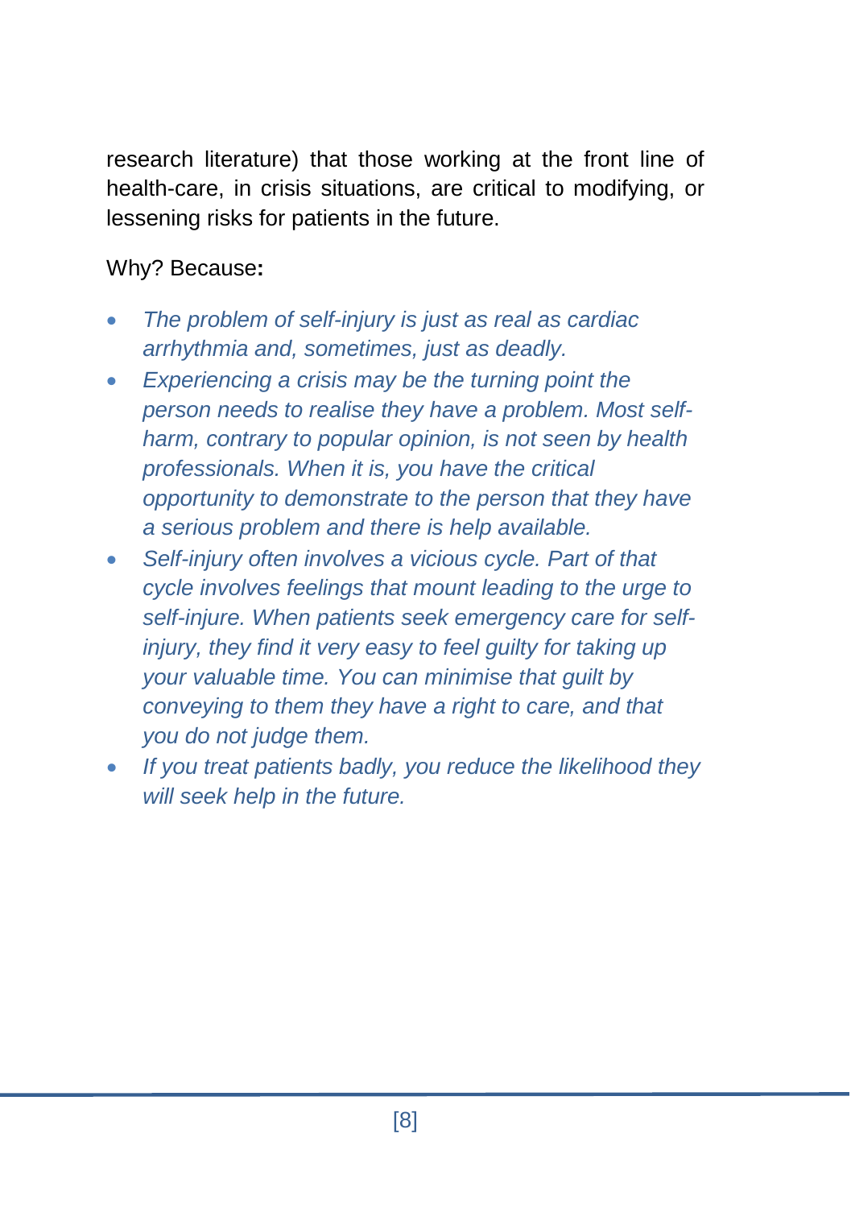research literature) that those working at the front line of health-care, in crisis situations, are critical to modifying, or lessening risks for patients in the future.

Why? Because**:**

- *The problem of self-injury is just as real as cardiac arrhythmia and, sometimes, just as deadly.*
- *Experiencing a crisis may be the turning point the person needs to realise they have a problem. Most self-harm, contrary to popular opinion, is not seen by health professionals. When it is, you have the critical opportunity to demonstrate to the person that they have a serious problem and there is help available.*
- *Self-injury often involves a vicious cycle. Part of that cycle involves feelings that mount leading to the urge to self-injure. When patients seek emergency care for self-injury, they find it very easy to feel guilty for taking up your valuable time. You can minimise that guilt by conveying to them they have a right to care, and that you do not judge them.*
- *If you treat patients badly, you reduce the likelihood they will seek help in the future.*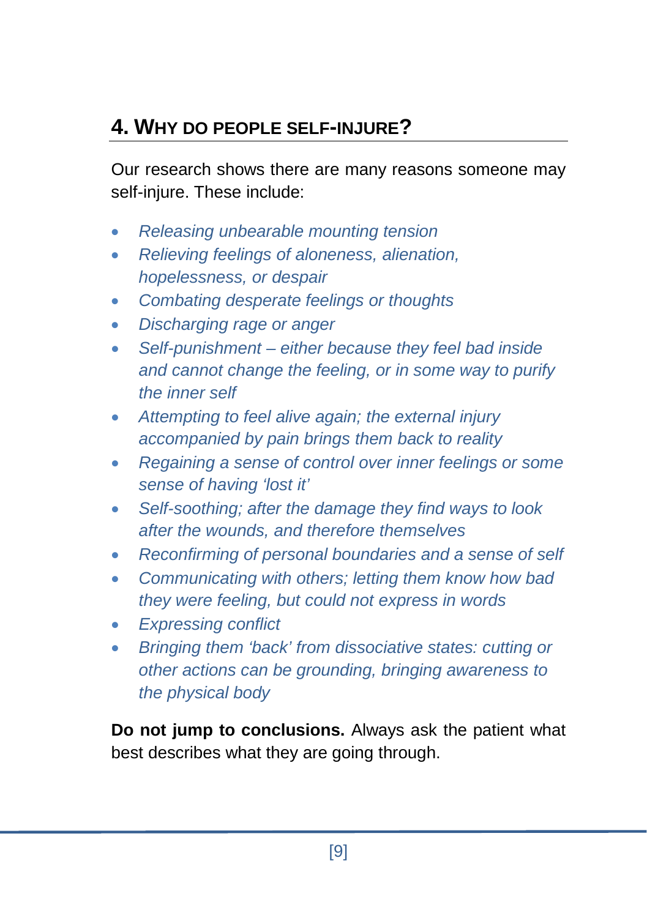## 4. Why do people self-injure?

Our research shows there are many reasons someone may self-injure. These include:

- *Releasing unbearable mounting tension*
- *Relieving feelings of aloneness, alienation, hopelessness, or despair*
- *Combating desperate feelings or thoughts*
- *Discharging rage or anger*
- *Self-punishment – either because they feel bad inside and cannot change the feeling, or in some way to purify the inner self*
- *Attempting to feel alive again; the external injury accompanied by pain brings them back to reality*
- *Regaining a sense of control over inner feelings or some sense of having 'lost it'*
- *Self-soothing; after the damage they find ways to look after the wounds, and therefore themselves*
- *Reconfirming of personal boundaries and a sense of self*
- *Communicating with others; letting them know how bad they were feeling, but could not express in words*
- *Expressing conflict*
- *Bringing them 'back' from dissociative states: cutting or other actions can be grounding, bringing awareness to the physical body*

**Do not jump to conclusions.** Always ask the patient what best describes what they are going through.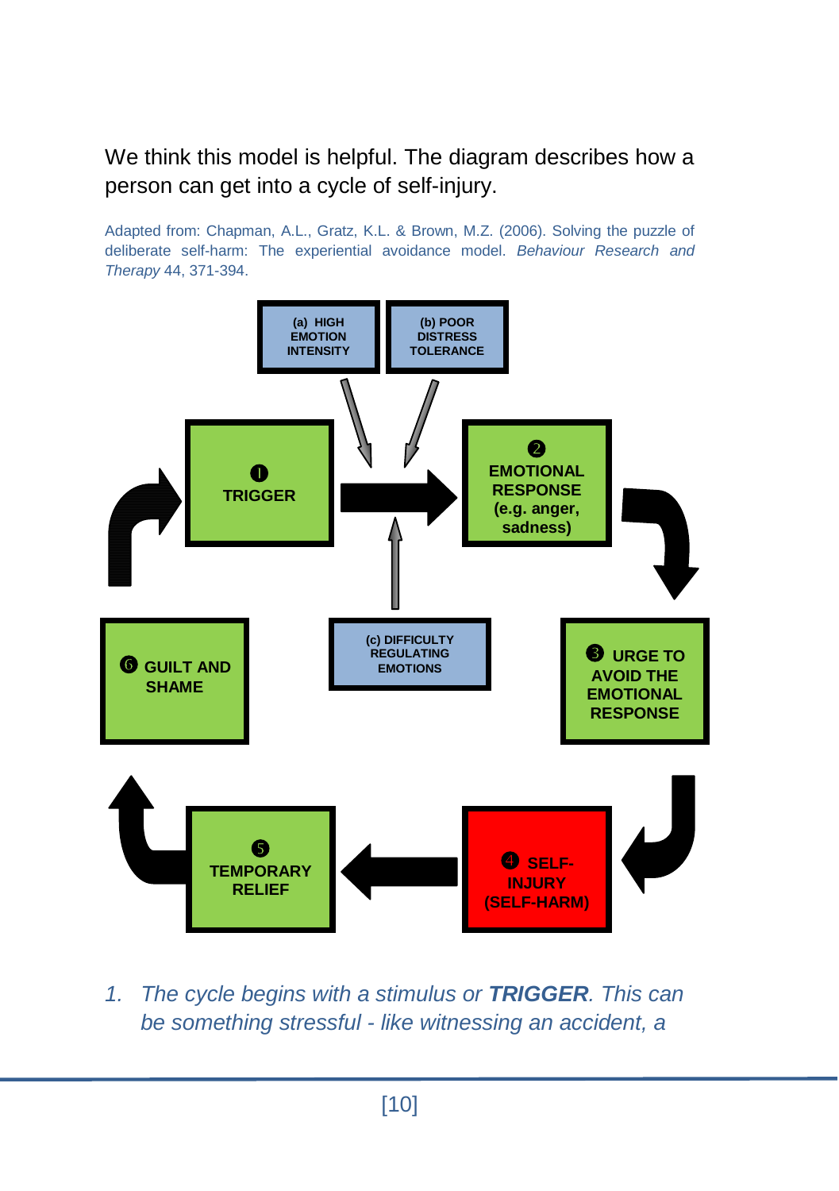We think this model is helpful. The diagram describes how a person can get into a cycle of self-injury.

Adapted from: Chapman, A.L., Gratz, K.L. & Brown, M.Z. (2006). Solving the puzzle of deliberate self-harm: The experiential avoidance model. *Behaviour Research and Therapy* 44, 371-394.

(a) HIGH EMOTION INTENSITY

(b) POOR DISTRESS TOLERANCE

❶ TRIGGER

❷ EMOTIONAL RESPONSE (e.g. anger, sadness)

(c) DIFFICULTY REGULATING EMOTIONS

❸ URGE TO AVOID THE EMOTIONAL RESPONSE

❹ SELF-INJURY (SELF-HARM)

❺ TEMPORARY RELIEF

❻ GUILT AND SHAME

1. *The cycle begins with a stimulus or **TRIGGER**. This can be something stressful - like witnessing an accident, a*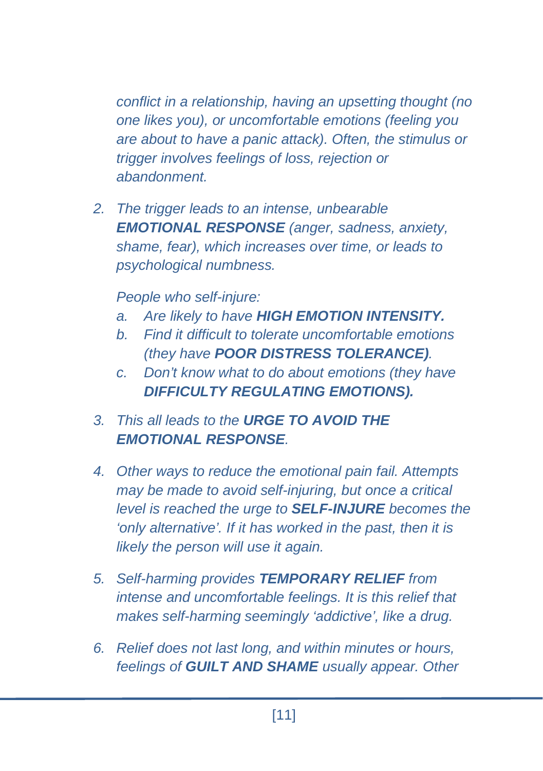*conflict in a relationship, having an upsetting thought (no one likes you), or uncomfortable emotions (feeling you are about to have a panic attack). Often, the stimulus or trigger involves feelings of loss, rejection or abandonment.*

2. *The trigger leads to an intense, unbearable **EMOTIONAL RESPONSE** (anger, sadness, anxiety, shame, fear), which increases over time, or leads to psychological numbness.*

   *People who self-injure:*

   a. *Are likely to have **HIGH EMOTION INTENSITY.***
   b. *Find it difficult to tolerate uncomfortable emotions (they have **POOR DISTRESS TOLERANCE)**.*
   c. *Don't know what to do about emotions (they have **DIFFICULTY REGULATING EMOTIONS).***

3. *This all leads to the **URGE TO AVOID THE EMOTIONAL RESPONSE**.*

4. *Other ways to reduce the emotional pain fail. Attempts may be made to avoid self-injuring, but once a critical level is reached the urge to **SELF-INJURE** becomes the 'only alternative'. If it has worked in the past, then it is likely the person will use it again.*

5. *Self-harming provides **TEMPORARY RELIEF** from intense and uncomfortable feelings. It is this relief that makes self-harming seemingly 'addictive', like a drug.*

6. *Relief does not last long, and within minutes or hours, feelings of **GUILT AND SHAME** usually appear. Other*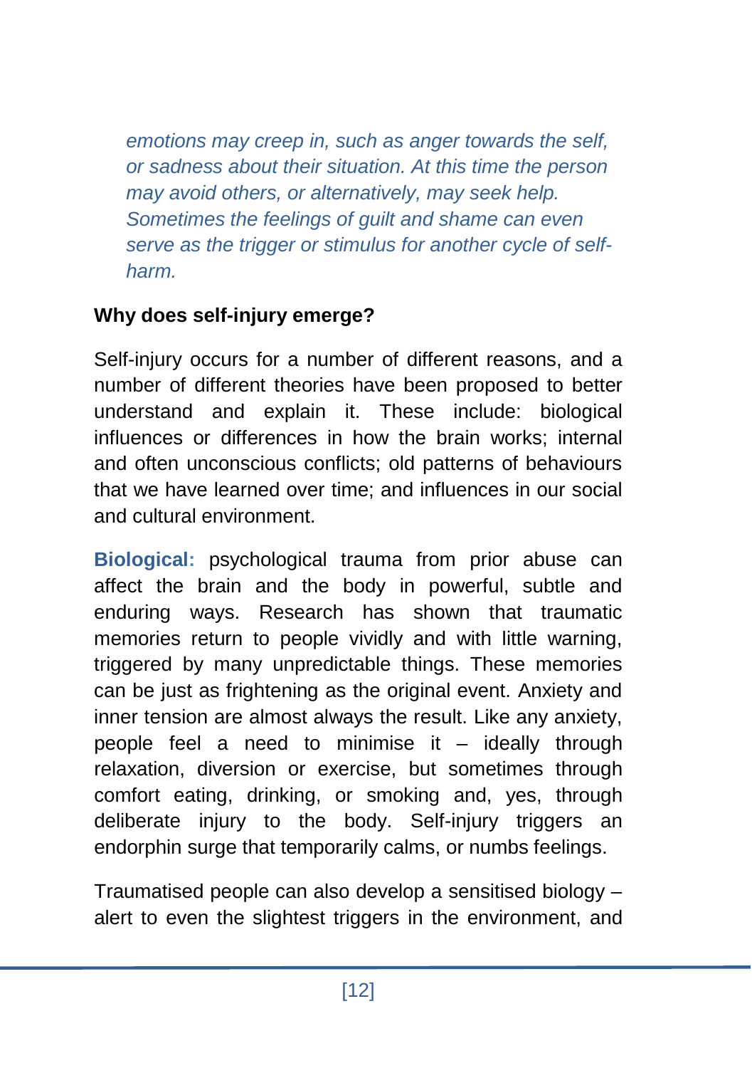*emotions may creep in, such as anger towards the self, or sadness about their situation. At this time the person may avoid others, or alternatively, may seek help. Sometimes the feelings of guilt and shame can even serve as the trigger or stimulus for another cycle of self-harm.*

### Why does self-injury emerge?

Self-injury occurs for a number of different reasons, and a number of different theories have been proposed to better understand and explain it. These include: biological influences or differences in how the brain works; internal and often unconscious conflicts; old patterns of behaviours that we have learned over time; and influences in our social and cultural environment.

**Biological:** psychological trauma from prior abuse can affect the brain and the body in powerful, subtle and enduring ways. Research has shown that traumatic memories return to people vividly and with little warning, triggered by many unpredictable things. These memories can be just as frightening as the original event. Anxiety and inner tension are almost always the result. Like any anxiety, people feel a need to minimise it – ideally through relaxation, diversion or exercise, but sometimes through comfort eating, drinking, or smoking and, yes, through deliberate injury to the body. Self-injury triggers an endorphin surge that temporarily calms, or numbs feelings.

Traumatised people can also develop a sensitised biology – alert to even the slightest triggers in the environment, and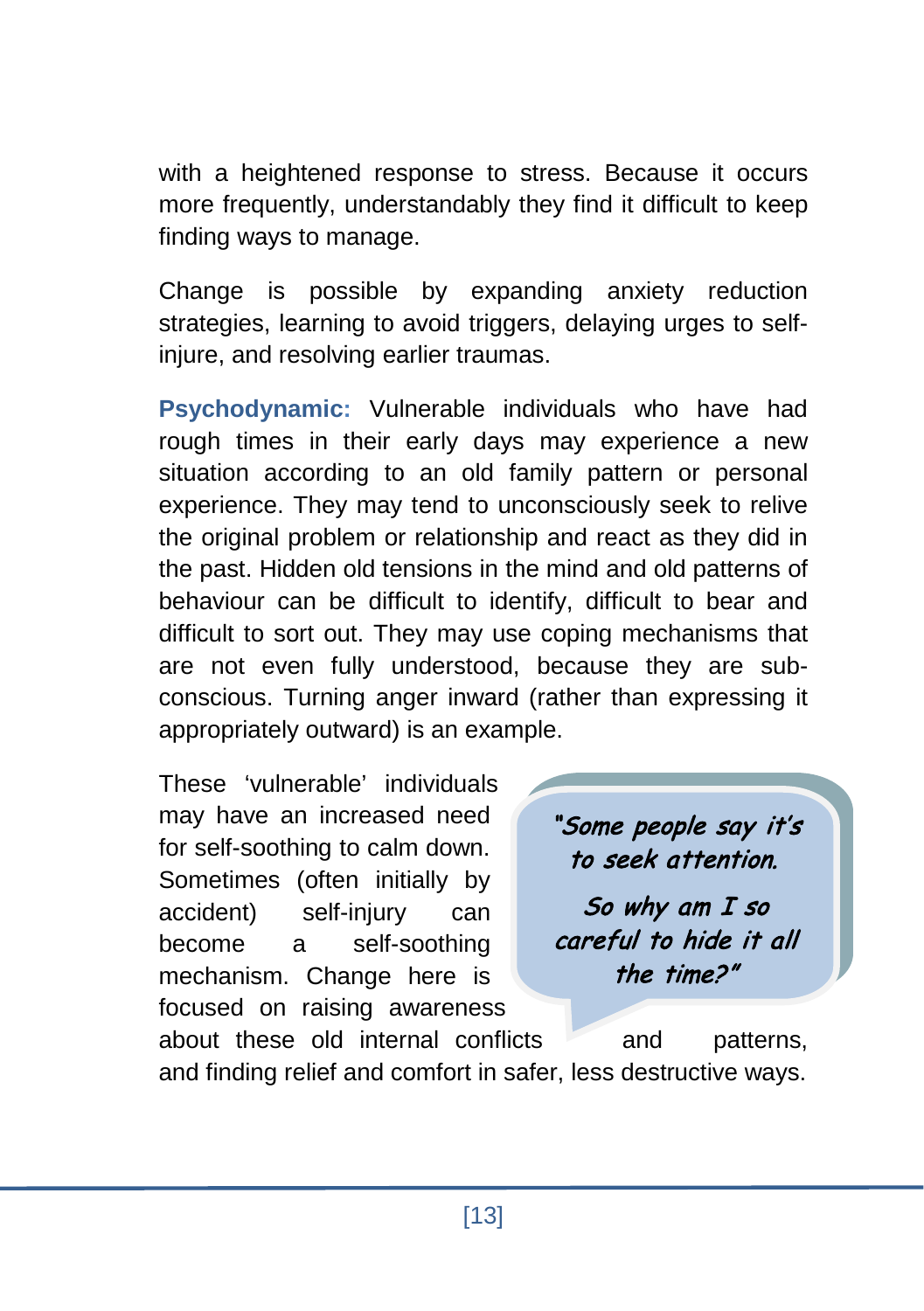with a heightened response to stress. Because it occurs more frequently, understandably they find it difficult to keep finding ways to manage.

Change is possible by expanding anxiety reduction strategies, learning to avoid triggers, delaying urges to self-injure, and resolving earlier traumas.

**Psychodynamic:** Vulnerable individuals who have had rough times in their early days may experience a new situation according to an old family pattern or personal experience. They may tend to unconsciously seek to relive the original problem or relationship and react as they did in the past. Hidden old tensions in the mind and old patterns of behaviour can be difficult to identify, difficult to bear and difficult to sort out. They may use coping mechanisms that are not even fully understood, because they are sub-conscious. Turning anger inward (rather than expressing it appropriately outward) is an example.

These 'vulnerable' individuals may have an increased need for self-soothing to calm down. Sometimes (often initially by accident) self-injury can become a self-soothing mechanism. Change here is focused on raising awareness about these old internal conflicts and patterns, and finding relief and comfort in safer, less destructive ways.

> *"Some people say it's to seek attention.*
>
> *So why am I so careful to hide it all the time?"*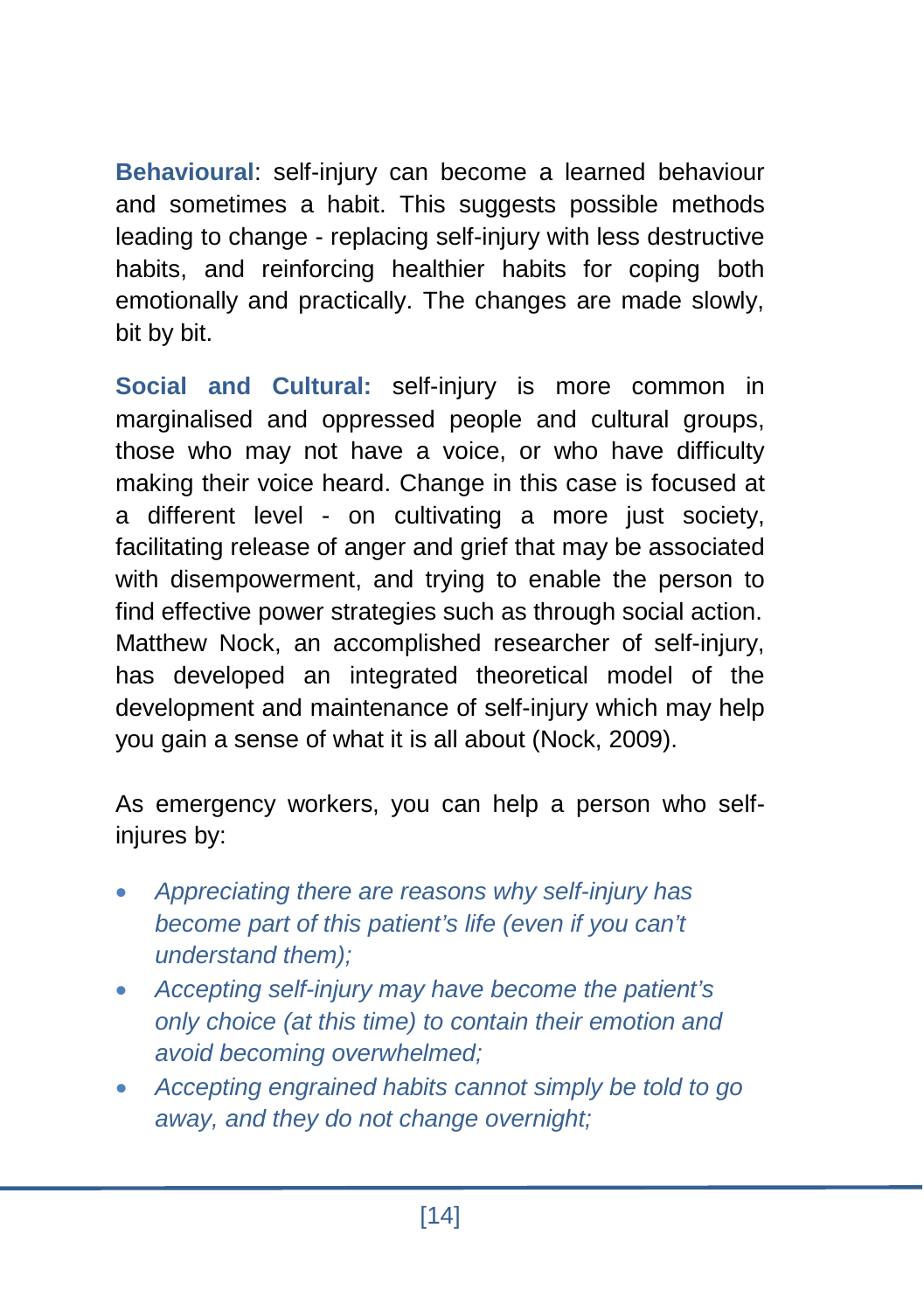**Behavioural**: self-injury can become a learned behaviour and sometimes a habit. This suggests possible methods leading to change - replacing self-injury with less destructive habits, and reinforcing healthier habits for coping both emotionally and practically. The changes are made slowly, bit by bit.

**Social and Cultural:** self-injury is more common in marginalised and oppressed people and cultural groups, those who may not have a voice, or who have difficulty making their voice heard. Change in this case is focused at a different level - on cultivating a more just society, facilitating release of anger and grief that may be associated with disempowerment, and trying to enable the person to find effective power strategies such as through social action. Matthew Nock, an accomplished researcher of self-injury, has developed an integrated theoretical model of the development and maintenance of self-injury which may help you gain a sense of what it is all about (Nock, 2009).

As emergency workers, you can help a person who self-injures by:

- *Appreciating there are reasons why self-injury has become part of this patient's life (even if you can't understand them);*
- *Accepting self-injury may have become the patient's only choice (at this time) to contain their emotion and avoid becoming overwhelmed;*
- *Accepting engrained habits cannot simply be told to go away, and they do not change overnight;*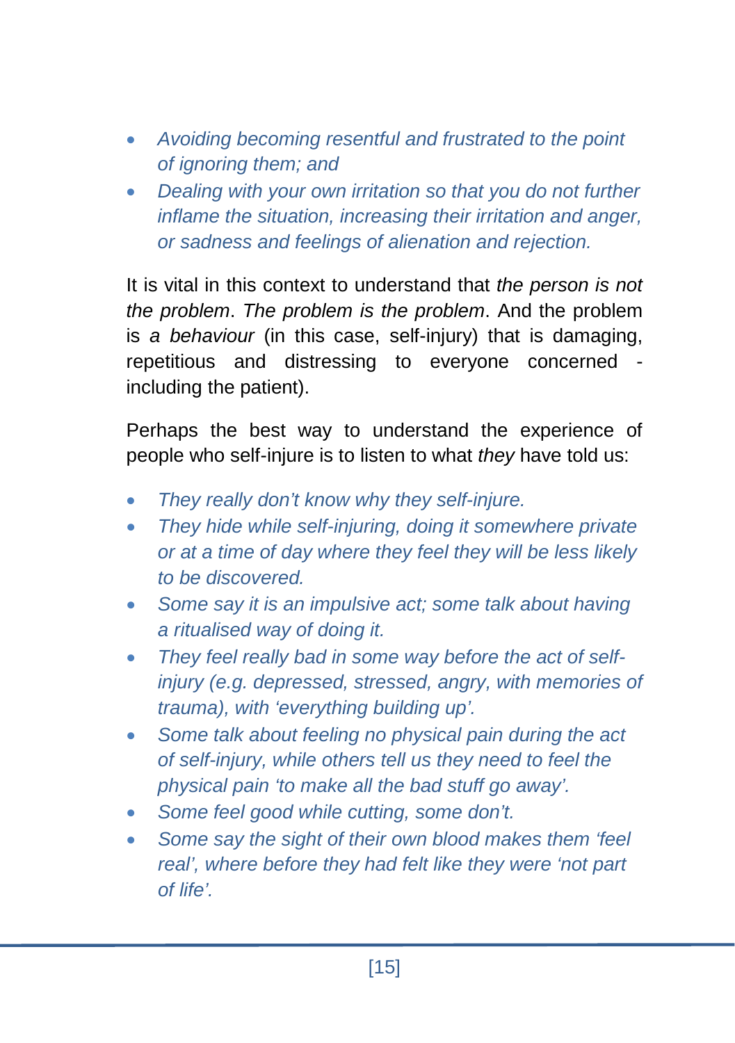- *Avoiding becoming resentful and frustrated to the point of ignoring them; and*
- *Dealing with your own irritation so that you do not further inflame the situation, increasing their irritation and anger, or sadness and feelings of alienation and rejection.*

It is vital in this context to understand that *the person is not the problem*. *The problem is the problem*. And the problem is *a behaviour* (in this case, self-injury) that is damaging, repetitious and distressing to everyone concerned - including the patient).

Perhaps the best way to understand the experience of people who self-injure is to listen to what *they* have told us:

- *They really don't know why they self-injure.*
- *They hide while self-injuring, doing it somewhere private or at a time of day where they feel they will be less likely to be discovered.*
- *Some say it is an impulsive act; some talk about having a ritualised way of doing it.*
- *They feel really bad in some way before the act of self-injury (e.g. depressed, stressed, angry, with memories of trauma), with 'everything building up'.*
- *Some talk about feeling no physical pain during the act of self-injury, while others tell us they need to feel the physical pain 'to make all the bad stuff go away'.*
- *Some feel good while cutting, some don't.*
- *Some say the sight of their own blood makes them 'feel real', where before they had felt like they were 'not part of life'.*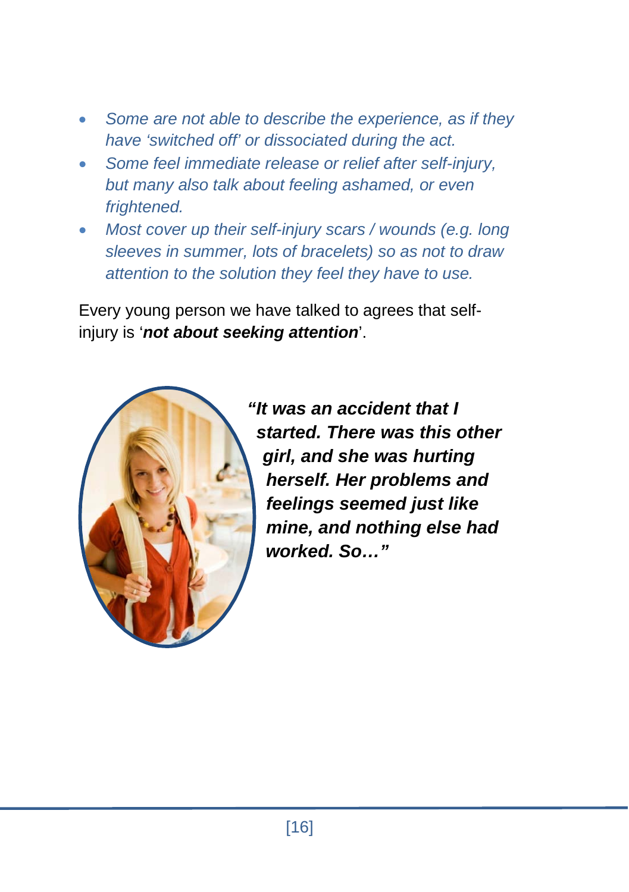- *Some are not able to describe the experience, as if they have 'switched off' or dissociated during the act.*
- *Some feel immediate release or relief after self-injury, but many also talk about feeling ashamed, or even frightened.*
- *Most cover up their self-injury scars / wounds (e.g. long sleeves in summer, lots of bracelets) so as not to draw attention to the solution they feel they have to use.*

Every young person we have talked to agrees that self-injury is '***not about seeking attention***'.

***"It was an accident that I started. There was this other girl, and she was hurting herself. Her problems and feelings seemed just like mine, and nothing else had worked. So…"***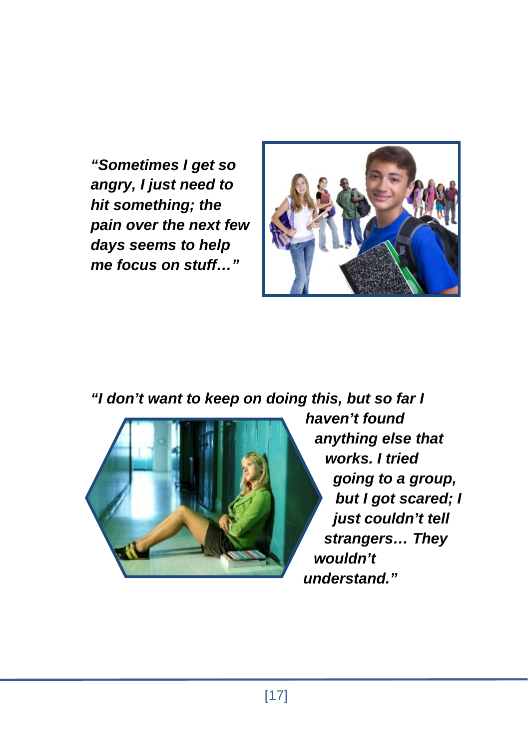*"Sometimes I get so angry, I just need to hit something; the pain over the next few days seems to help me focus on stuff…"*

*"I don't want to keep on doing this, but so far I haven't found anything else that works. I tried going to a group, but I got scared; I just couldn't tell strangers… They wouldn't understand."*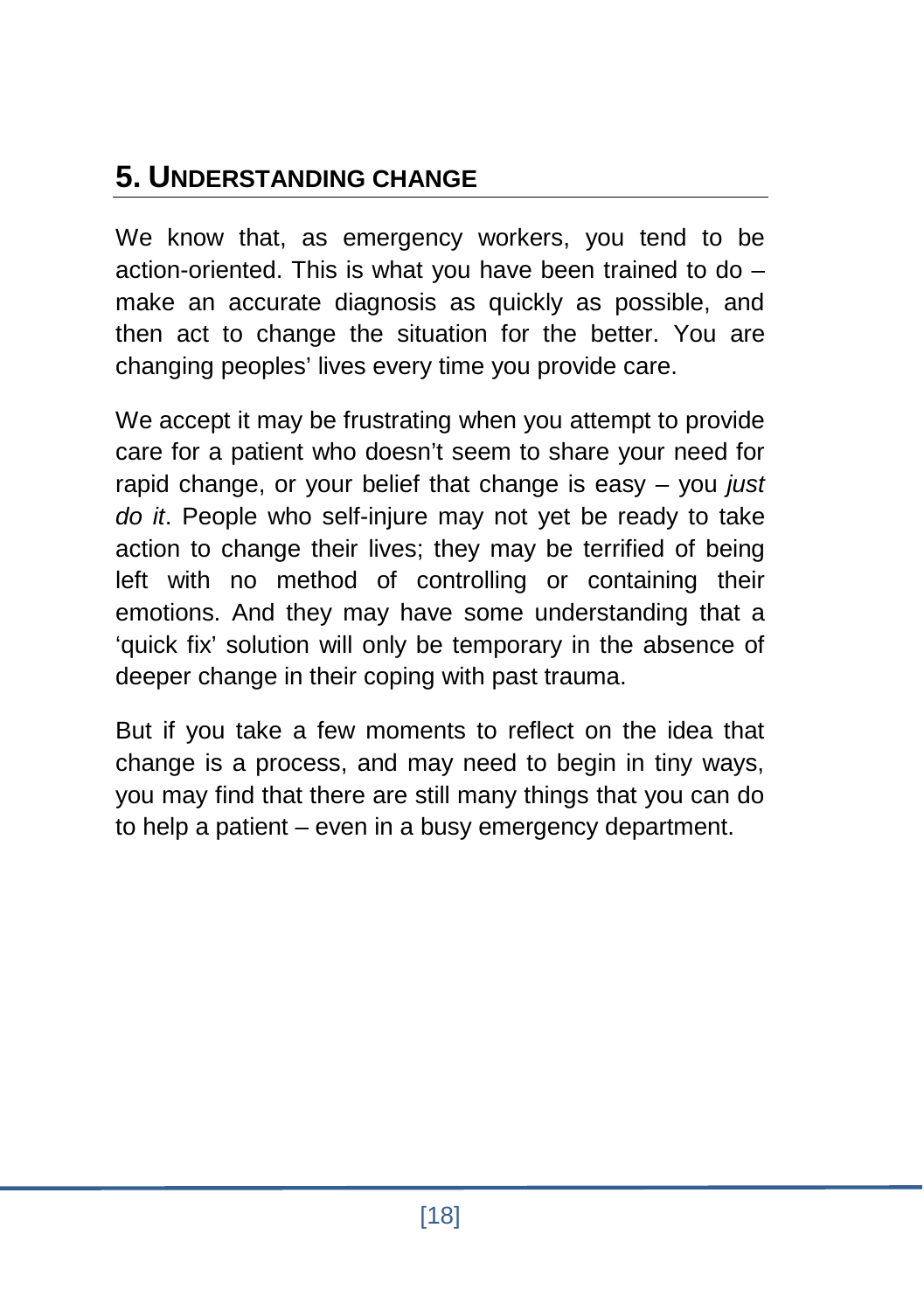## 5. UNDERSTANDING CHANGE

We know that, as emergency workers, you tend to be action-oriented. This is what you have been trained to do – make an accurate diagnosis as quickly as possible, and then act to change the situation for the better. You are changing peoples' lives every time you provide care.

We accept it may be frustrating when you attempt to provide care for a patient who doesn't seem to share your need for rapid change, or your belief that change is easy – you *just do it*. People who self-injure may not yet be ready to take action to change their lives; they may be terrified of being left with no method of controlling or containing their emotions. And they may have some understanding that a 'quick fix' solution will only be temporary in the absence of deeper change in their coping with past trauma.

But if you take a few moments to reflect on the idea that change is a process, and may need to begin in tiny ways, you may find that there are still many things that you can do to help a patient – even in a busy emergency department.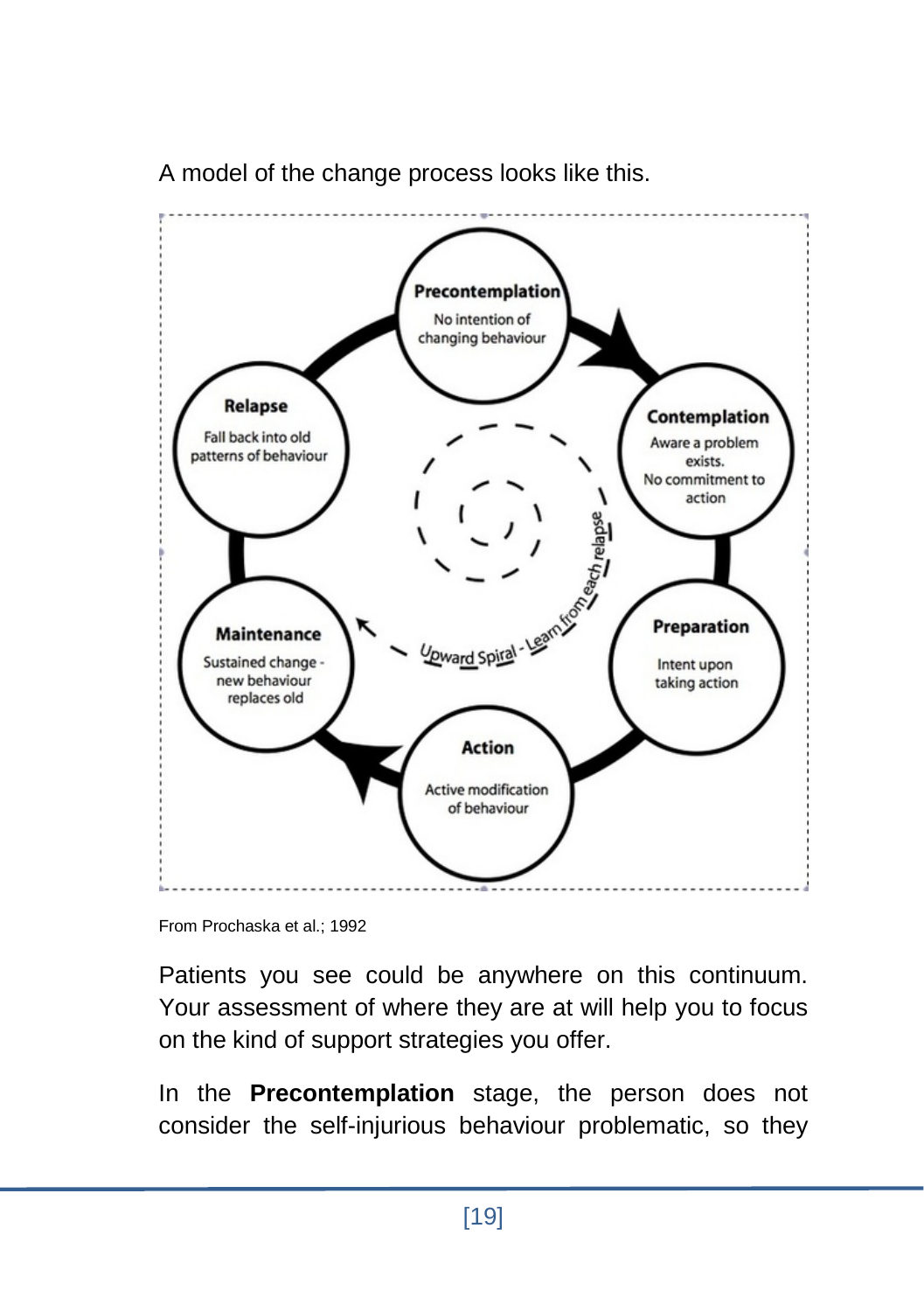A model of the change process looks like this.

**Precontemplation**
No intention of changing behaviour

**Contemplation**
Aware a problem exists.
No commitment to action

**Preparation**
Intent upon taking action

**Action**
Active modification of behaviour

**Maintenance**
Sustained change - new behaviour replaces old

**Relapse**
Fall back into old patterns of behaviour

Upward Spiral - Learn from each relapse

From Prochaska et al.; 1992

Patients you see could be anywhere on this continuum. Your assessment of where they are at will help you to focus on the kind of support strategies you offer.

In the **Precontemplation** stage, the person does not consider the self-injurious behaviour problematic, so they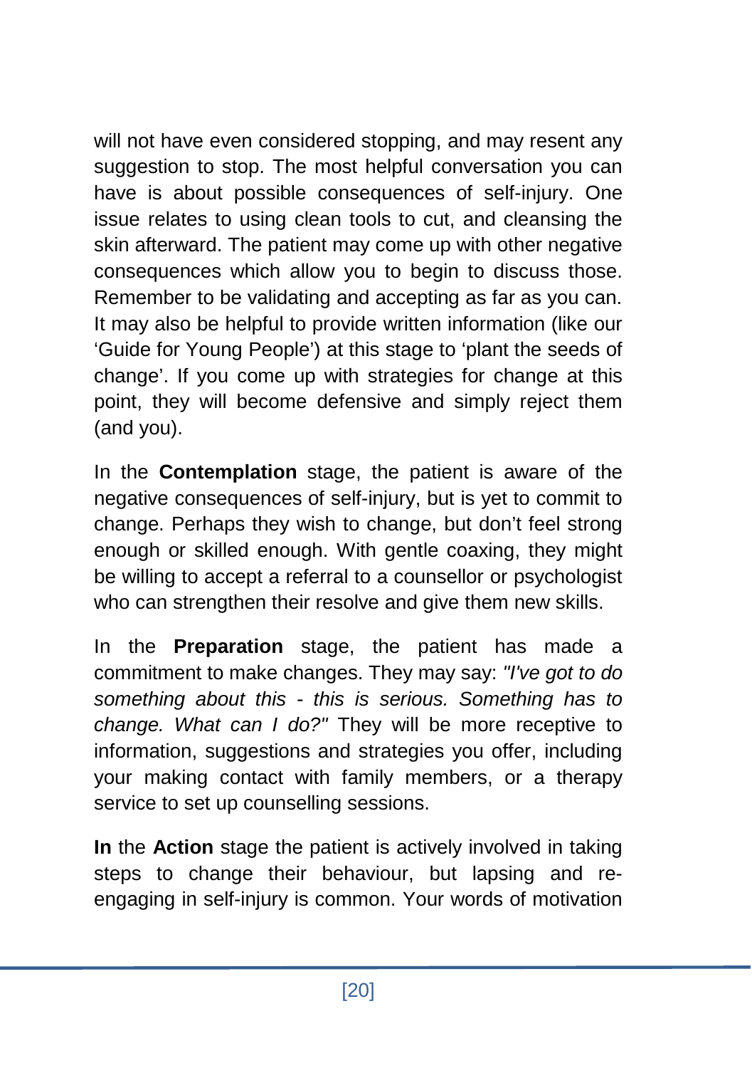will not have even considered stopping, and may resent any suggestion to stop. The most helpful conversation you can have is about possible consequences of self-injury. One issue relates to using clean tools to cut, and cleansing the skin afterward. The patient may come up with other negative consequences which allow you to begin to discuss those. Remember to be validating and accepting as far as you can. It may also be helpful to provide written information (like our 'Guide for Young People') at this stage to 'plant the seeds of change'. If you come up with strategies for change at this point, they will become defensive and simply reject them (and you).

In the **Contemplation** stage, the patient is aware of the negative consequences of self-injury, but is yet to commit to change. Perhaps they wish to change, but don't feel strong enough or skilled enough. With gentle coaxing, they might be willing to accept a referral to a counsellor or psychologist who can strengthen their resolve and give them new skills.

In the **Preparation** stage, the patient has made a commitment to make changes. They may say: *"I've got to do something about this - this is serious. Something has to change. What can I do?"* They will be more receptive to information, suggestions and strategies you offer, including your making contact with family members, or a therapy service to set up counselling sessions.

**In** the **Action** stage the patient is actively involved in taking steps to change their behaviour, but lapsing and re-engaging in self-injury is common. Your words of motivation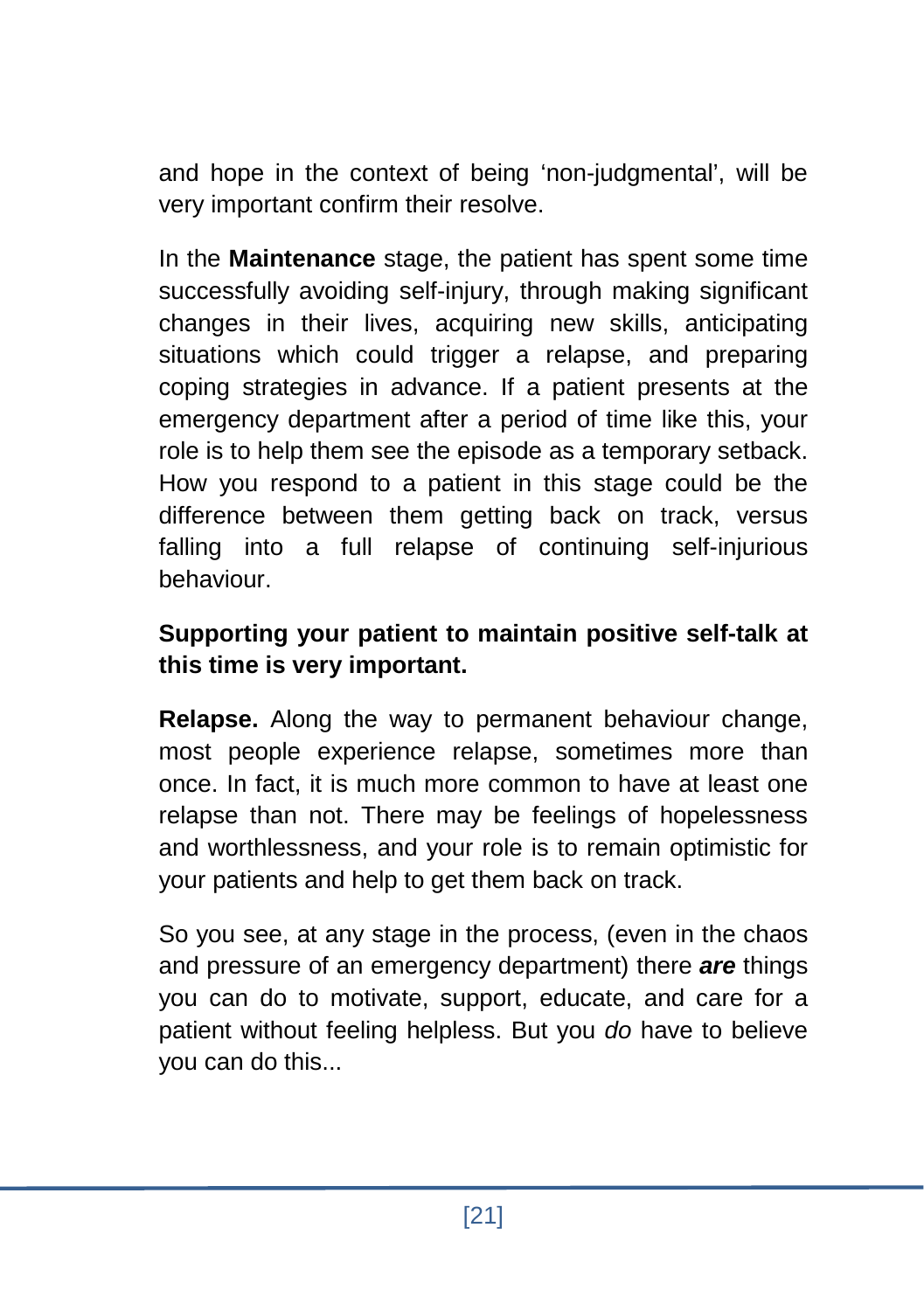and hope in the context of being 'non-judgmental', will be very important confirm their resolve.

In the **Maintenance** stage, the patient has spent some time successfully avoiding self-injury, through making significant changes in their lives, acquiring new skills, anticipating situations which could trigger a relapse, and preparing coping strategies in advance. If a patient presents at the emergency department after a period of time like this, your role is to help them see the episode as a temporary setback. How you respond to a patient in this stage could be the difference between them getting back on track, versus falling into a full relapse of continuing self-injurious behaviour.

**Supporting your patient to maintain positive self-talk at this time is very important.**

**Relapse.** Along the way to permanent behaviour change, most people experience relapse, sometimes more than once. In fact, it is much more common to have at least one relapse than not. There may be feelings of hopelessness and worthlessness, and your role is to remain optimistic for your patients and help to get them back on track.

So you see, at any stage in the process, (even in the chaos and pressure of an emergency department) there ***are*** things you can do to motivate, support, educate, and care for a patient without feeling helpless. But you *do* have to believe you can do this...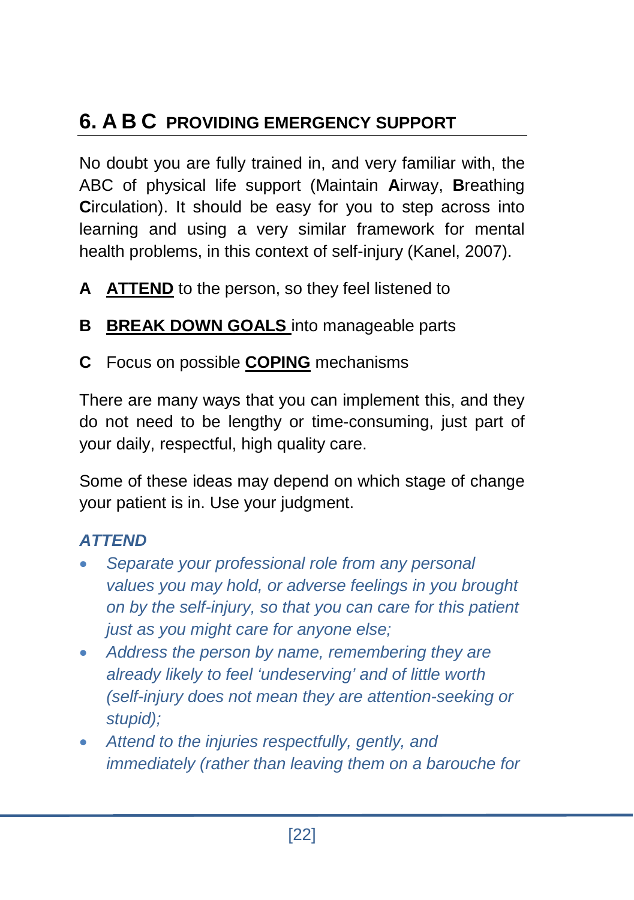## 6. A B C PROVIDING EMERGENCY SUPPORT

No doubt you are fully trained in, and very familiar with, the ABC of physical life support (Maintain **A**irway, **B**reathing **C**irculation). It should be easy for you to step across into learning and using a very similar framework for mental health problems, in this context of self-injury (Kanel, 2007).

**A** **ATTEND** to the person, so they feel listened to

**B** **BREAK DOWN GOALS** into manageable parts

**C** Focus on possible **COPING** mechanisms

There are many ways that you can implement this, and they do not need to be lengthy or time-consuming, just part of your daily, respectful, high quality care.

Some of these ideas may depend on which stage of change your patient is in. Use your judgment.

### *ATTEND*

- *Separate your professional role from any personal values you may hold, or adverse feelings in you brought on by the self-injury, so that you can care for this patient just as you might care for anyone else;*
- *Address the person by name, remembering they are already likely to feel 'undeserving' and of little worth (self-injury does not mean they are attention-seeking or stupid);*
- *Attend to the injuries respectfully, gently, and immediately (rather than leaving them on a barouche for*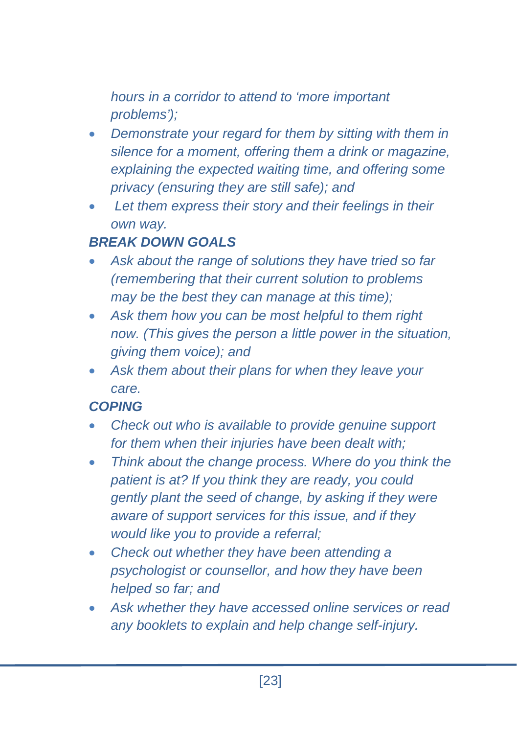*hours in a corridor to attend to 'more important problems');*

- *Demonstrate your regard for them by sitting with them in silence for a moment, offering them a drink or magazine, explaining the expected waiting time, and offering some privacy (ensuring they are still safe); and*
- *Let them express their story and their feelings in their own way.*

***BREAK DOWN GOALS***

- *Ask about the range of solutions they have tried so far (remembering that their current solution to problems may be the best they can manage at this time);*
- *Ask them how you can be most helpful to them right now. (This gives the person a little power in the situation, giving them voice); and*
- *Ask them about their plans for when they leave your care.*

***COPING***

- *Check out who is available to provide genuine support for them when their injuries have been dealt with;*
- *Think about the change process. Where do you think the patient is at? If you think they are ready, you could gently plant the seed of change, by asking if they were aware of support services for this issue, and if they would like you to provide a referral;*
- *Check out whether they have been attending a psychologist or counsellor, and how they have been helped so far; and*
- *Ask whether they have accessed online services or read any booklets to explain and help change self-injury.*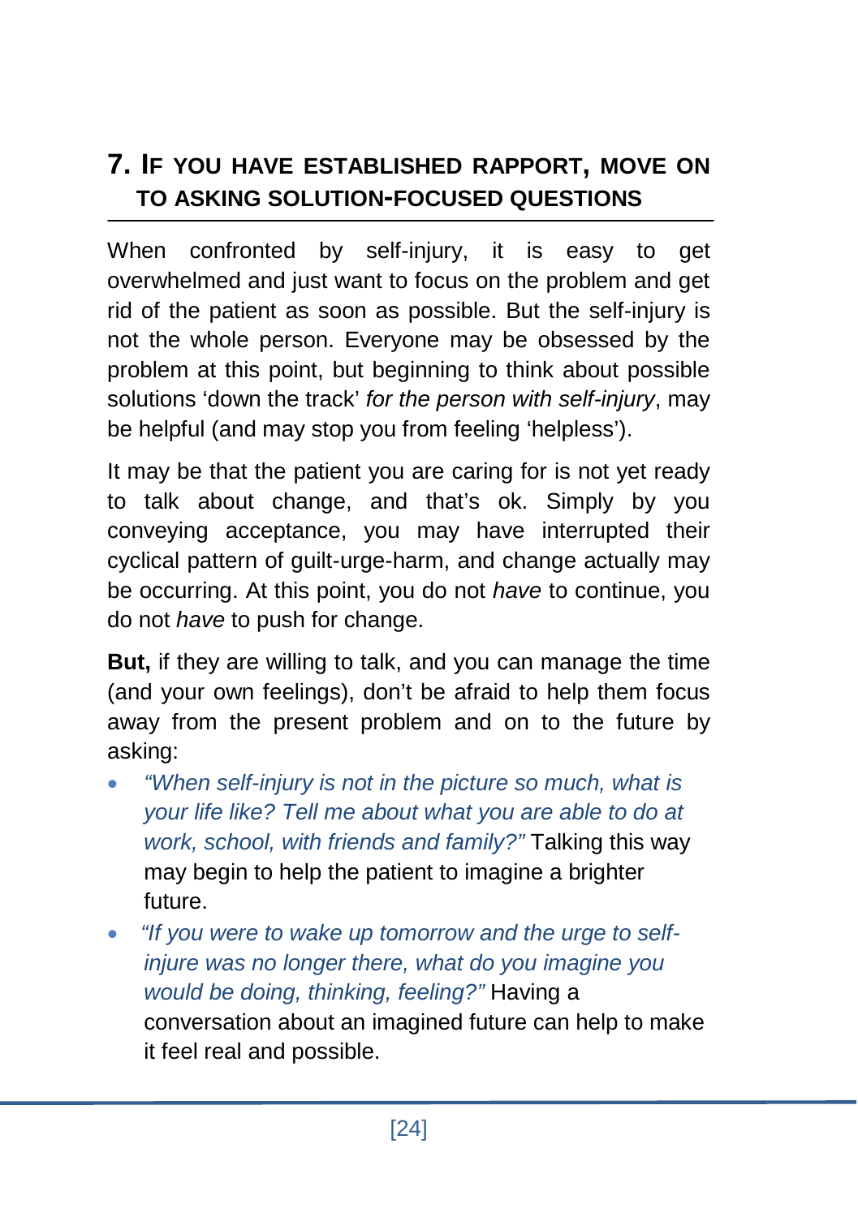## 7. If you have established rapport, move on to asking solution-focused questions

When confronted by self-injury, it is easy to get overwhelmed and just want to focus on the problem and get rid of the patient as soon as possible. But the self-injury is not the whole person. Everyone may be obsessed by the problem at this point, but beginning to think about possible solutions 'down the track' *for the person with self-injury*, may be helpful (and may stop you from feeling 'helpless').

It may be that the patient you are caring for is not yet ready to talk about change, and that's ok. Simply by you conveying acceptance, you may have interrupted their cyclical pattern of guilt-urge-harm, and change actually may be occurring. At this point, you do not *have* to continue, you do not *have* to push for change.

**But,** if they are willing to talk, and you can manage the time (and your own feelings), don't be afraid to help them focus away from the present problem and on to the future by asking:

- *"When self-injury is not in the picture so much, what is your life like? Tell me about what you are able to do at work, school, with friends and family?"* Talking this way may begin to help the patient to imagine a brighter future.
- *"If you were to wake up tomorrow and the urge to self-injure was no longer there, what do you imagine you would be doing, thinking, feeling?"* Having a conversation about an imagined future can help to make it feel real and possible.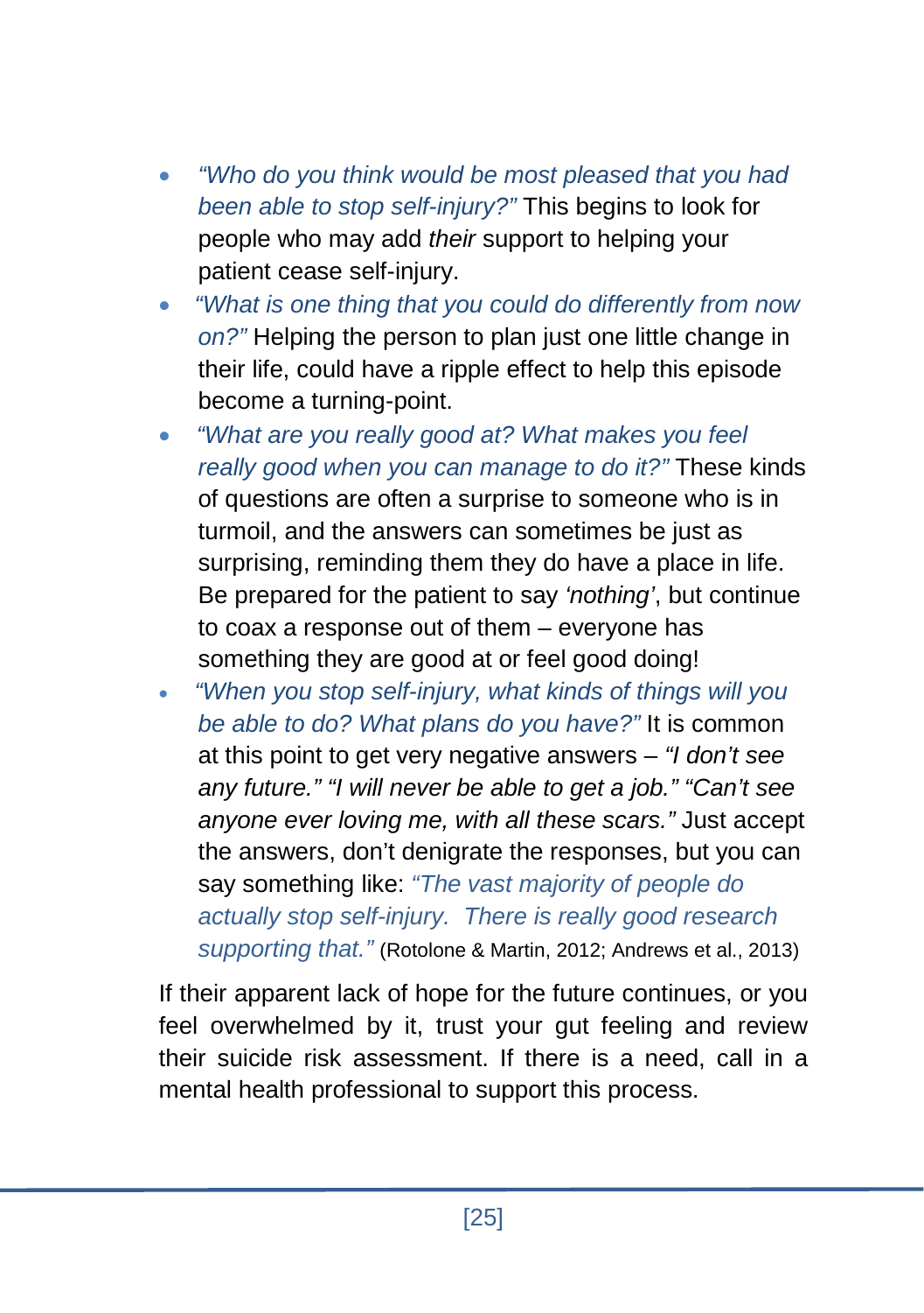- *"Who do you think would be most pleased that you had been able to stop self-injury?"* This begins to look for people who may add *their* support to helping your patient cease self-injury.
- *"What is one thing that you could do differently from now on?"* Helping the person to plan just one little change in their life, could have a ripple effect to help this episode become a turning-point.
- *"What are you really good at? What makes you feel really good when you can manage to do it?"* These kinds of questions are often a surprise to someone who is in turmoil, and the answers can sometimes be just as surprising, reminding them they do have a place in life. Be prepared for the patient to say *'nothing'*, but continue to coax a response out of them – everyone has something they are good at or feel good doing!
- *"When you stop self-injury, what kinds of things will you be able to do? What plans do you have?"* It is common at this point to get very negative answers – *"I don't see any future." "I will never be able to get a job." "Can't see anyone ever loving me, with all these scars."* Just accept the answers, don't denigrate the responses, but you can say something like: *"The vast majority of people do actually stop self-injury. There is really good research supporting that."* (Rotolone & Martin, 2012; Andrews et al., 2013)

If their apparent lack of hope for the future continues, or you feel overwhelmed by it, trust your gut feeling and review their suicide risk assessment. If there is a need, call in a mental health professional to support this process.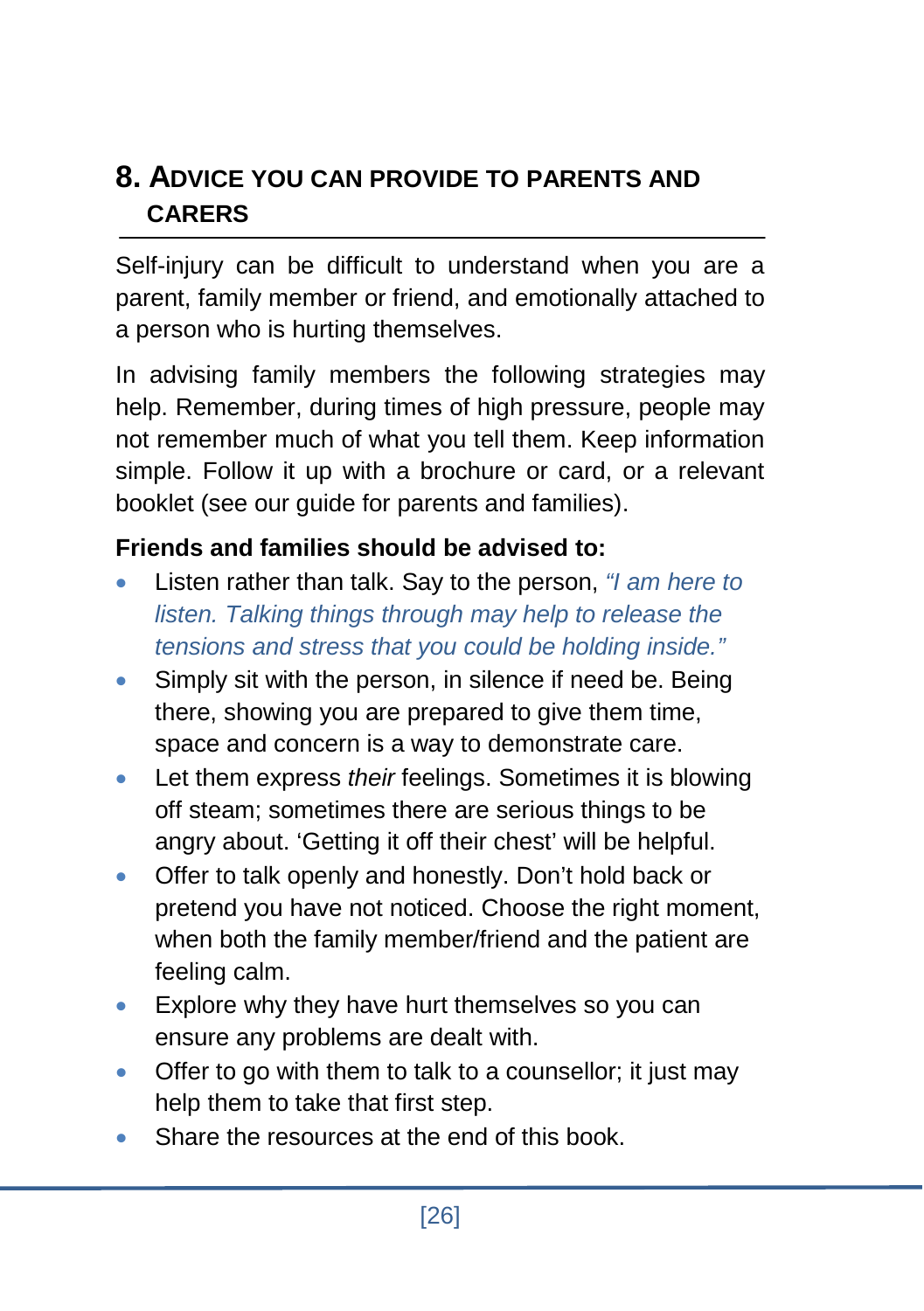## 8. Advice you can provide to parents and carers

Self-injury can be difficult to understand when you are a parent, family member or friend, and emotionally attached to a person who is hurting themselves.

In advising family members the following strategies may help. Remember, during times of high pressure, people may not remember much of what you tell them. Keep information simple. Follow it up with a brochure or card, or a relevant booklet (see our guide for parents and families).

**Friends and families should be advised to:**

- Listen rather than talk. Say to the person, *"I am here to listen. Talking things through may help to release the tensions and stress that you could be holding inside."*
- Simply sit with the person, in silence if need be. Being there, showing you are prepared to give them time, space and concern is a way to demonstrate care.
- Let them express *their* feelings. Sometimes it is blowing off steam; sometimes there are serious things to be angry about. 'Getting it off their chest' will be helpful.
- Offer to talk openly and honestly. Don't hold back or pretend you have not noticed. Choose the right moment, when both the family member/friend and the patient are feeling calm.
- Explore why they have hurt themselves so you can ensure any problems are dealt with.
- Offer to go with them to talk to a counsellor; it just may help them to take that first step.
- Share the resources at the end of this book.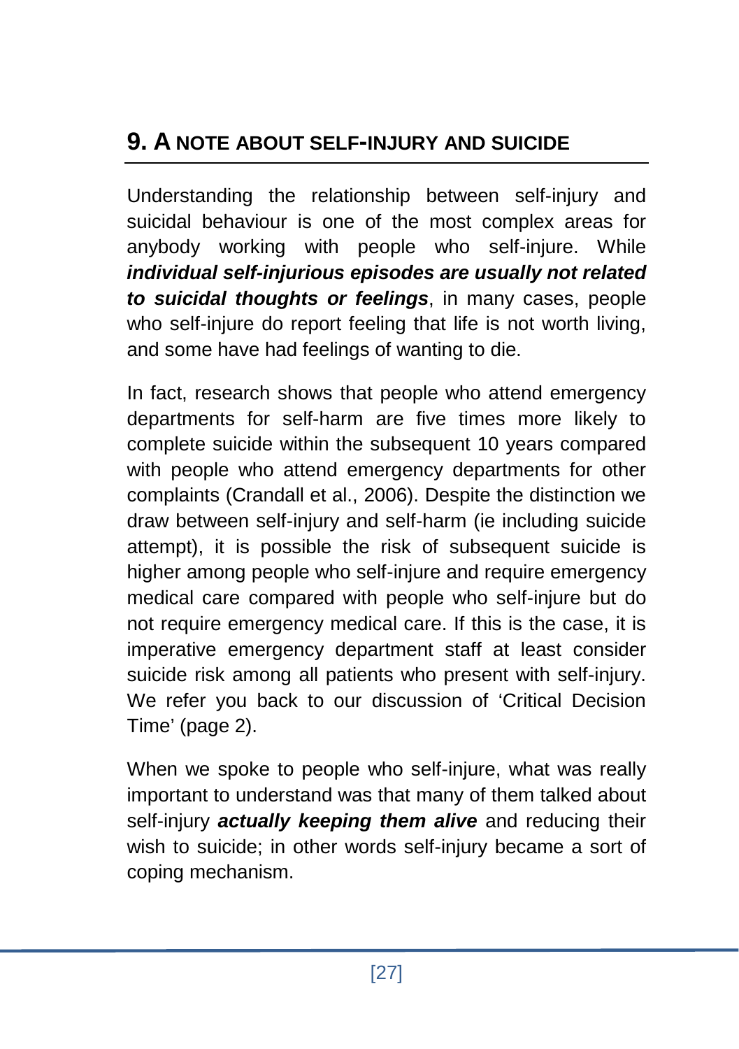## 9. A NOTE ABOUT SELF-INJURY AND SUICIDE

Understanding the relationship between self-injury and suicidal behaviour is one of the most complex areas for anybody working with people who self-injure. While ***individual self-injurious episodes are usually not related to suicidal thoughts or feelings***, in many cases, people who self-injure do report feeling that life is not worth living, and some have had feelings of wanting to die.

In fact, research shows that people who attend emergency departments for self-harm are five times more likely to complete suicide within the subsequent 10 years compared with people who attend emergency departments for other complaints (Crandall et al., 2006). Despite the distinction we draw between self-injury and self-harm (ie including suicide attempt), it is possible the risk of subsequent suicide is higher among people who self-injure and require emergency medical care compared with people who self-injure but do not require emergency medical care. If this is the case, it is imperative emergency department staff at least consider suicide risk among all patients who present with self-injury. We refer you back to our discussion of 'Critical Decision Time' (page 2).

When we spoke to people who self-injure, what was really important to understand was that many of them talked about self-injury ***actually keeping them alive*** and reducing their wish to suicide; in other words self-injury became a sort of coping mechanism.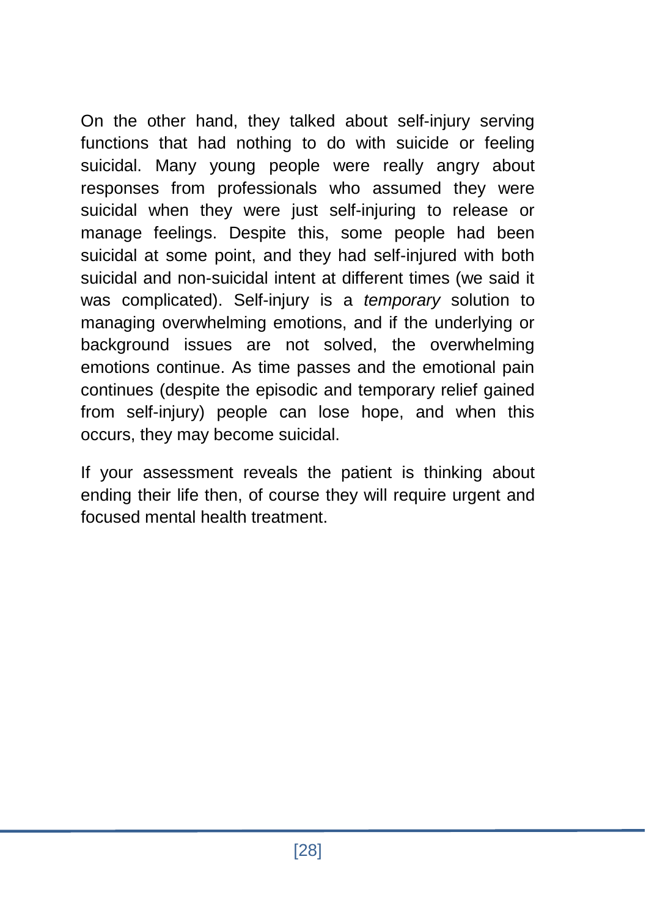On the other hand, they talked about self-injury serving functions that had nothing to do with suicide or feeling suicidal. Many young people were really angry about responses from professionals who assumed they were suicidal when they were just self-injuring to release or manage feelings. Despite this, some people had been suicidal at some point, and they had self-injured with both suicidal and non-suicidal intent at different times (we said it was complicated). Self-injury is a *temporary* solution to managing overwhelming emotions, and if the underlying or background issues are not solved, the overwhelming emotions continue. As time passes and the emotional pain continues (despite the episodic and temporary relief gained from self-injury) people can lose hope, and when this occurs, they may become suicidal.

If your assessment reveals the patient is thinking about ending their life then, of course they will require urgent and focused mental health treatment.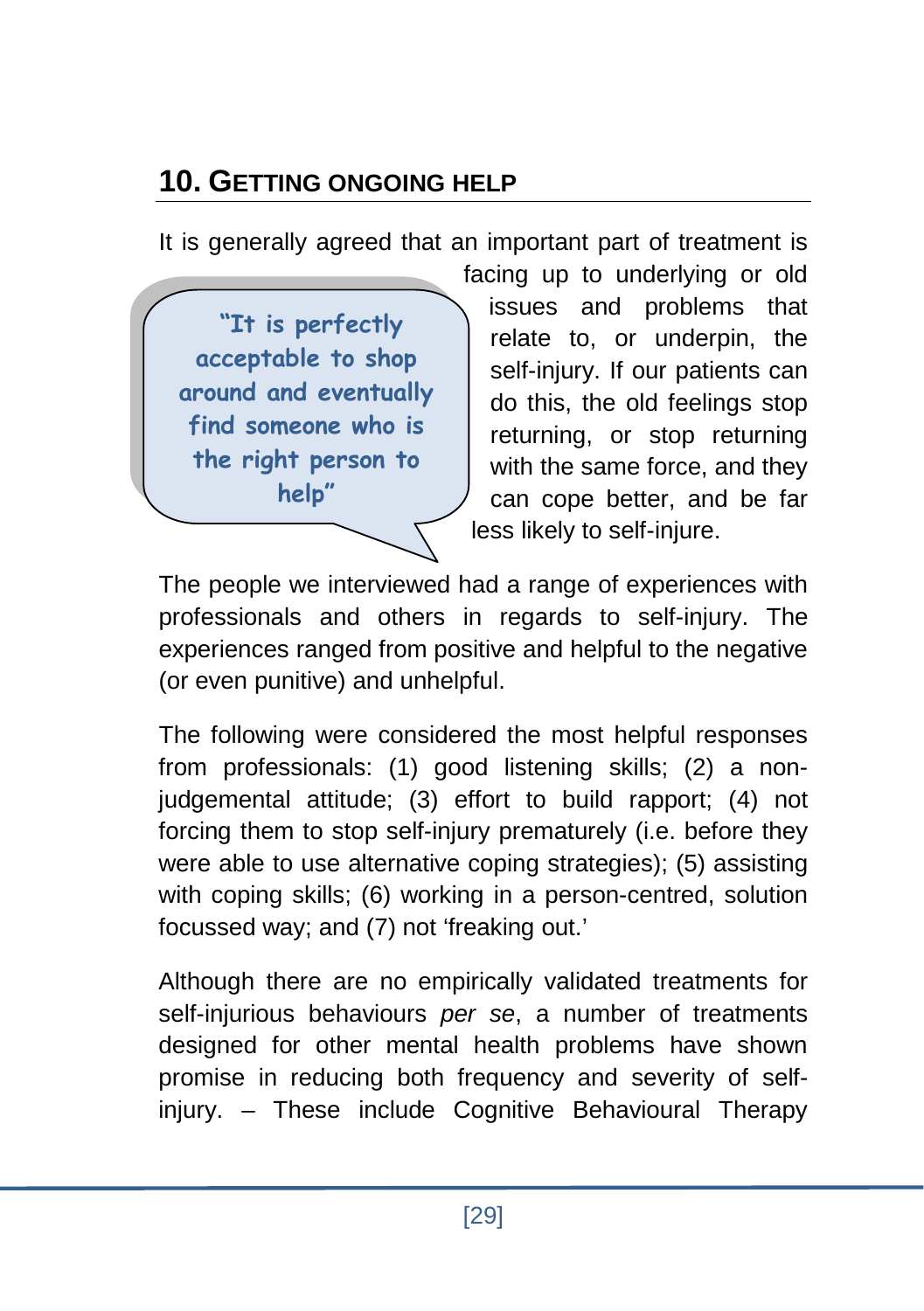## 10. Getting ongoing help

It is generally agreed that an important part of treatment is facing up to underlying or old issues and problems that relate to, or underpin, the self-injury. If our patients can do this, the old feelings stop returning, or stop returning with the same force, and they can cope better, and be far less likely to self-injure.

> "It is perfectly acceptable to shop around and eventually find someone who is the right person to help"

The people we interviewed had a range of experiences with professionals and others in regards to self-injury. The experiences ranged from positive and helpful to the negative (or even punitive) and unhelpful.

The following were considered the most helpful responses from professionals: (1) good listening skills; (2) a non-judgemental attitude; (3) effort to build rapport; (4) not forcing them to stop self-injury prematurely (i.e. before they were able to use alternative coping strategies); (5) assisting with coping skills; (6) working in a person-centred, solution focussed way; and (7) not 'freaking out.'

Although there are no empirically validated treatments for self-injurious behaviours *per se*, a number of treatments designed for other mental health problems have shown promise in reducing both frequency and severity of self-injury. – These include Cognitive Behavioural Therapy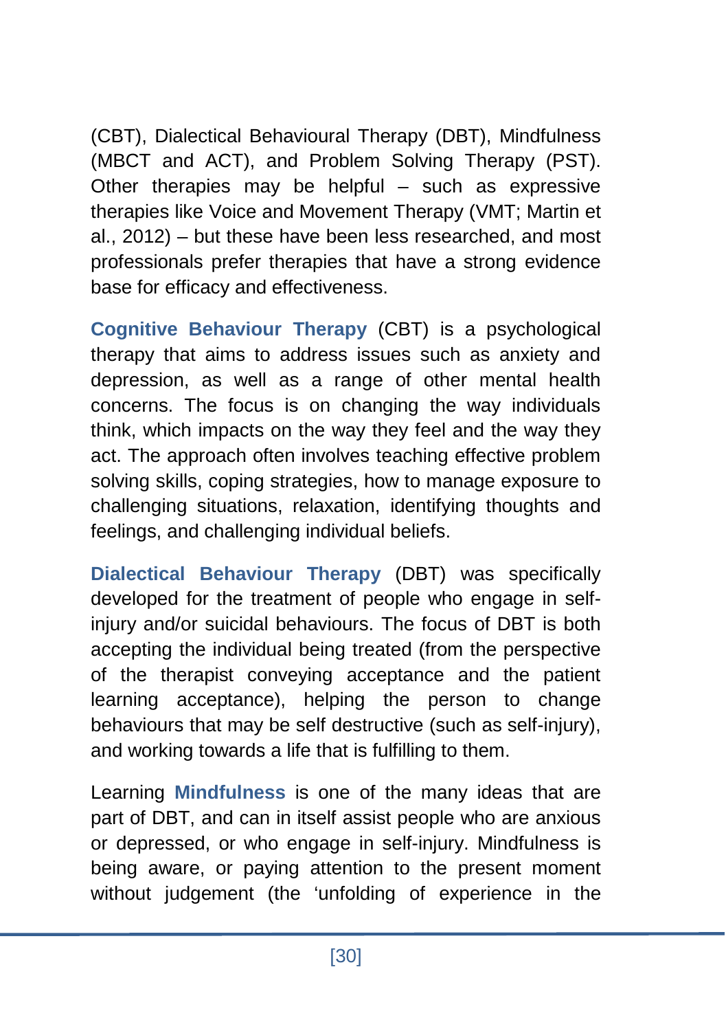(CBT), Dialectical Behavioural Therapy (DBT), Mindfulness (MBCT and ACT), and Problem Solving Therapy (PST). Other therapies may be helpful – such as expressive therapies like Voice and Movement Therapy (VMT; Martin et al., 2012) – but these have been less researched, and most professionals prefer therapies that have a strong evidence base for efficacy and effectiveness.

**Cognitive Behaviour Therapy** (CBT) is a psychological therapy that aims to address issues such as anxiety and depression, as well as a range of other mental health concerns. The focus is on changing the way individuals think, which impacts on the way they feel and the way they act. The approach often involves teaching effective problem solving skills, coping strategies, how to manage exposure to challenging situations, relaxation, identifying thoughts and feelings, and challenging individual beliefs.

**Dialectical Behaviour Therapy** (DBT) was specifically developed for the treatment of people who engage in self-injury and/or suicidal behaviours. The focus of DBT is both accepting the individual being treated (from the perspective of the therapist conveying acceptance and the patient learning acceptance), helping the person to change behaviours that may be self destructive (such as self-injury), and working towards a life that is fulfilling to them.

Learning **Mindfulness** is one of the many ideas that are part of DBT, and can in itself assist people who are anxious or depressed, or who engage in self-injury. Mindfulness is being aware, or paying attention to the present moment without judgement (the 'unfolding of experience in the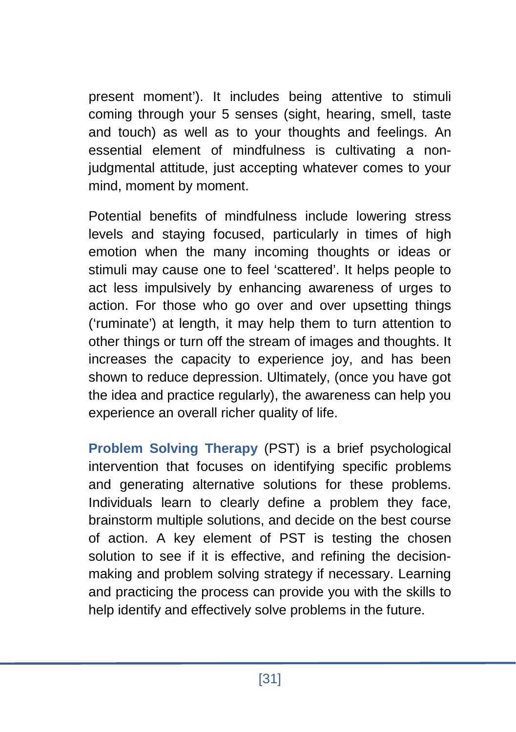present moment’). It includes being attentive to stimuli coming through your 5 senses (sight, hearing, smell, taste and touch) as well as to your thoughts and feelings. An essential element of mindfulness is cultivating a non-judgmental attitude, just accepting whatever comes to your mind, moment by moment.

Potential benefits of mindfulness include lowering stress levels and staying focused, particularly in times of high emotion when the many incoming thoughts or ideas or stimuli may cause one to feel ‘scattered’. It helps people to act less impulsively by enhancing awareness of urges to action. For those who go over and over upsetting things (‘ruminate’) at length, it may help them to turn attention to other things or turn off the stream of images and thoughts. It increases the capacity to experience joy, and has been shown to reduce depression. Ultimately, (once you have got the idea and practice regularly), the awareness can help you experience an overall richer quality of life.

**Problem Solving Therapy** (PST) is a brief psychological intervention that focuses on identifying specific problems and generating alternative solutions for these problems. Individuals learn to clearly define a problem they face, brainstorm multiple solutions, and decide on the best course of action. A key element of PST is testing the chosen solution to see if it is effective, and refining the decision-making and problem solving strategy if necessary. Learning and practicing the process can provide you with the skills to help identify and effectively solve problems in the future.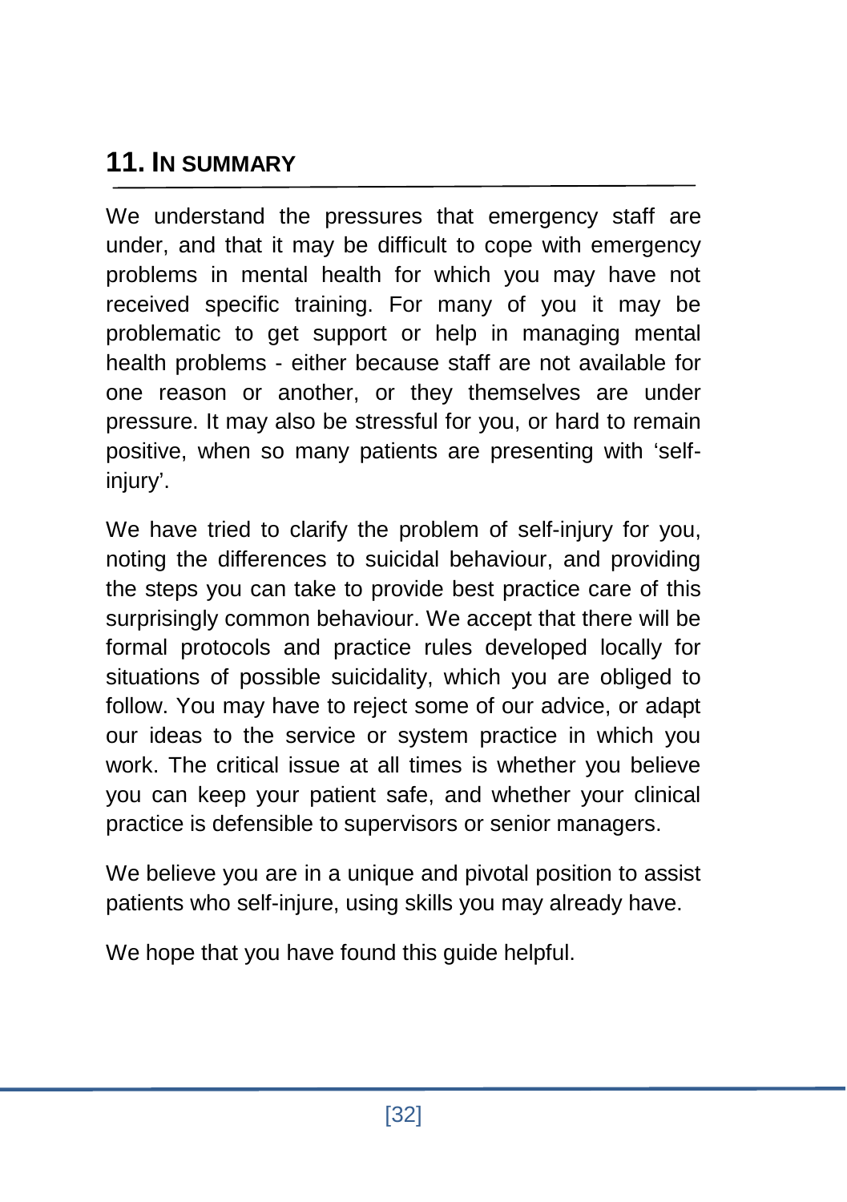## 11. In Summary

We understand the pressures that emergency staff are under, and that it may be difficult to cope with emergency problems in mental health for which you may have not received specific training. For many of you it may be problematic to get support or help in managing mental health problems - either because staff are not available for one reason or another, or they themselves are under pressure. It may also be stressful for you, or hard to remain positive, when so many patients are presenting with 'self-injury'.

We have tried to clarify the problem of self-injury for you, noting the differences to suicidal behaviour, and providing the steps you can take to provide best practice care of this surprisingly common behaviour. We accept that there will be formal protocols and practice rules developed locally for situations of possible suicidality, which you are obliged to follow. You may have to reject some of our advice, or adapt our ideas to the service or system practice in which you work. The critical issue at all times is whether you believe you can keep your patient safe, and whether your clinical practice is defensible to supervisors or senior managers.

We believe you are in a unique and pivotal position to assist patients who self-injure, using skills you may already have.

We hope that you have found this guide helpful.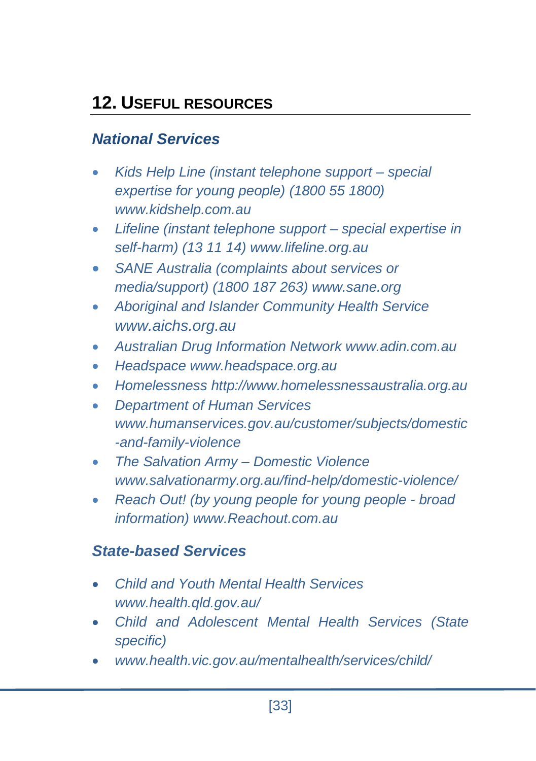## 12. USEFUL RESOURCES

### *National Services*

- *Kids Help Line (instant telephone support – special expertise for young people) (1800 55 1800) www.kidshelp.com.au*
- *Lifeline (instant telephone support – special expertise in self-harm) (13 11 14) www.lifeline.org.au*
- *SANE Australia (complaints about services or media/support) (1800 187 263) www.sane.org*
- *Aboriginal and Islander Community Health Service www.aichs.org.au*
- *Australian Drug Information Network www.adin.com.au*
- *Headspace www.headspace.org.au*
- *Homelessness http://www.homelessnessaustralia.org.au*
- *Department of Human Services www.humanservices.gov.au/customer/subjects/domestic-and-family-violence*
- *The Salvation Army – Domestic Violence www.salvationarmy.org.au/find-help/domestic-violence/*
- *Reach Out! (by young people for young people - broad information) www.Reachout.com.au*

### *State-based Services*

- *Child and Youth Mental Health Services www.health.qld.gov.au/*
- *Child and Adolescent Mental Health Services (State specific)*
- *www.health.vic.gov.au/mentalhealth/services/child/*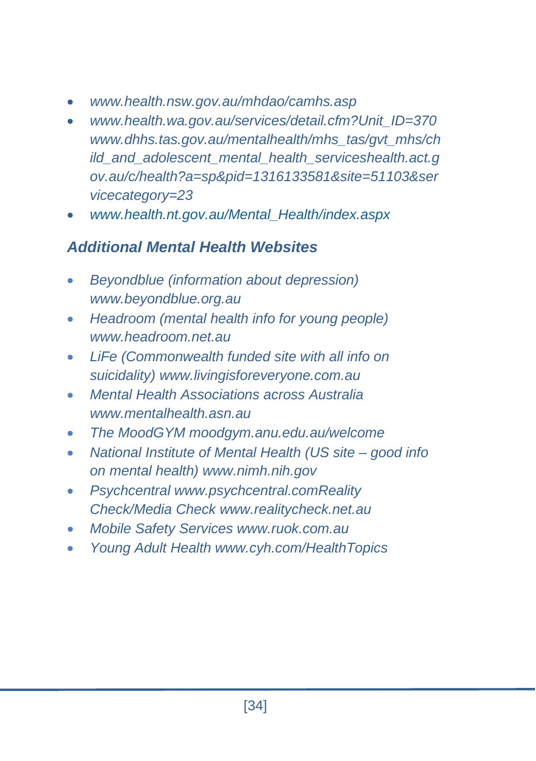- *www.health.nsw.gov.au/mhdao/camhs.asp*
- *www.health.wa.gov.au/services/detail.cfm?Unit_ID=370 www.dhhs.tas.gov.au/mentalhealth/mhs_tas/gvt_mhs/child_and_adolescent_mental_health_serviceshealth.act.gov.au/c/health?a=sp&pid=1316133581&site=51103&servicecategory=23*
- *www.health.nt.gov.au/Mental_Health/index.aspx*

### *Additional Mental Health Websites*

- *Beyondblue (information about depression) www.beyondblue.org.au*
- *Headroom (mental health info for young people) www.headroom.net.au*
- *LiFe (Commonwealth funded site with all info on suicidality) www.livingisforeveryone.com.au*
- *Mental Health Associations across Australia www.mentalhealth.asn.au*
- *The MoodGYM moodgym.anu.edu.au/welcome*
- *National Institute of Mental Health (US site – good info on mental health) www.nimh.nih.gov*
- *Psychcentral www.psychcentral.comReality Check/Media Check www.realitycheck.net.au*
- *Mobile Safety Services www.ruok.com.au*
- *Young Adult Health www.cyh.com/HealthTopics*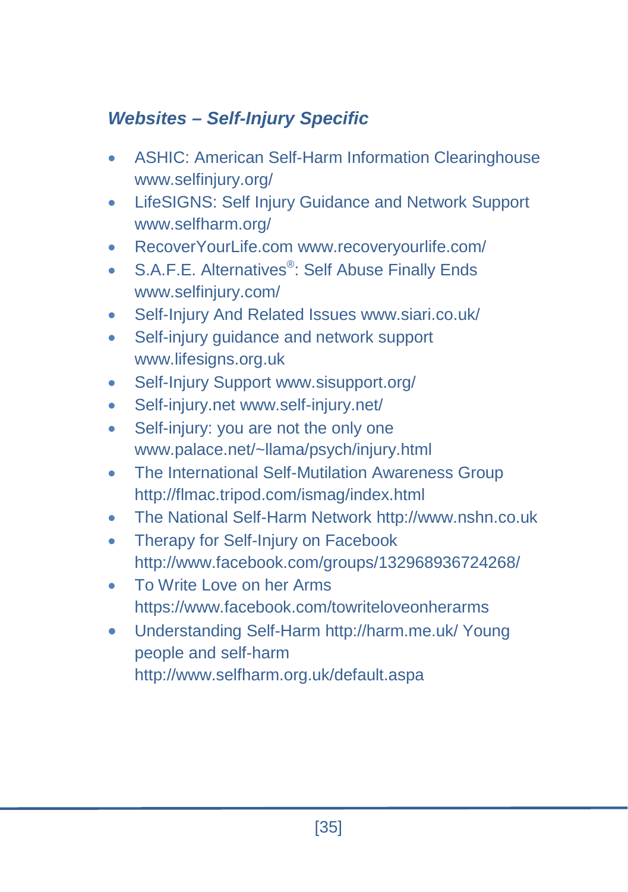### *Websites – Self-Injury Specific*

- ASHIC: American Self-Harm Information Clearinghouse www.selfinjury.org/
- LifeSIGNS: Self Injury Guidance and Network Support www.selfharm.org/
- RecoverYourLife.com www.recoveryourlife.com/
- S.A.F.E. Alternatives®: Self Abuse Finally Ends www.selfinjury.com/
- Self-Injury And Related Issues www.siari.co.uk/
- Self-injury guidance and network support www.lifesigns.org.uk
- Self-Injury Support www.sisupport.org/
- Self-injury.net www.self-injury.net/
- Self-injury: you are not the only one www.palace.net/~llama/psych/injury.html
- The International Self-Mutilation Awareness Group http://flmac.tripod.com/ismag/index.html
- The National Self-Harm Network http://www.nshn.co.uk
- Therapy for Self-Injury on Facebook http://www.facebook.com/groups/132968936724268/
- To Write Love on her Arms https://www.facebook.com/towriteloveonherarms
- Understanding Self-Harm http://harm.me.uk/ Young people and self-harm http://www.selfharm.org.uk/default.aspa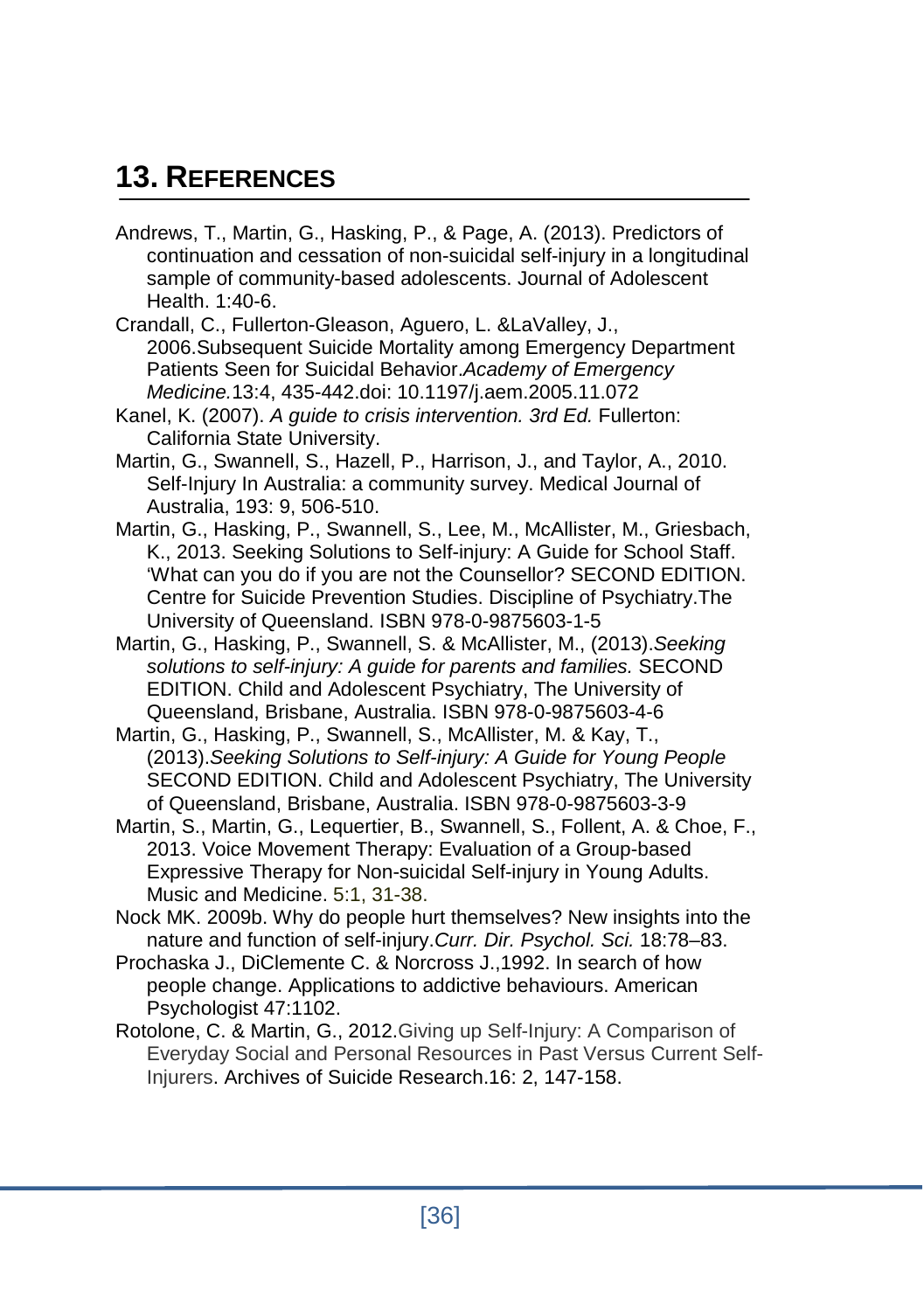## 13. REFERENCES

Andrews, T., Martin, G., Hasking, P., & Page, A. (2013). Predictors of continuation and cessation of non-suicidal self-injury in a longitudinal sample of community-based adolescents. Journal of Adolescent Health. 1:40-6.

Crandall, C., Fullerton-Gleason, Aguero, L. &LaValley, J., 2006.Subsequent Suicide Mortality among Emergency Department Patients Seen for Suicidal Behavior.*Academy of Emergency Medicine.*13:4, 435-442.doi: 10.1197/j.aem.2005.11.072

Kanel, K. (2007). *A guide to crisis intervention. 3rd Ed.* Fullerton: California State University.

Martin, G., Swannell, S., Hazell, P., Harrison, J., and Taylor, A., 2010. Self-Injury In Australia: a community survey. Medical Journal of Australia, 193: 9, 506-510.

Martin, G., Hasking, P., Swannell, S., Lee, M., McAllister, M., Griesbach, K., 2013. Seeking Solutions to Self-injury: A Guide for School Staff. 'What can you do if you are not the Counsellor? SECOND EDITION. Centre for Suicide Prevention Studies. Discipline of Psychiatry.The University of Queensland. ISBN 978-0-9875603-1-5

Martin, G., Hasking, P., Swannell, S. & McAllister, M., (2013).*Seeking solutions to self-injury: A guide for parents and families.* SECOND EDITION. Child and Adolescent Psychiatry, The University of Queensland, Brisbane, Australia. ISBN 978-0-9875603-4-6

Martin, G., Hasking, P., Swannell, S., McAllister, M. & Kay, T., (2013).*Seeking Solutions to Self-injury: A Guide for Young People* SECOND EDITION. Child and Adolescent Psychiatry, The University of Queensland, Brisbane, Australia. ISBN 978-0-9875603-3-9

Martin, S., Martin, G., Lequertier, B., Swannell, S., Follent, A. & Choe, F., 2013. Voice Movement Therapy: Evaluation of a Group-based Expressive Therapy for Non-suicidal Self-injury in Young Adults. Music and Medicine. 5:1, 31-38.

Nock MK. 2009b. Why do people hurt themselves? New insights into the nature and function of self-injury.*Curr. Dir. Psychol. Sci.* 18:78–83.

Prochaska J., DiClemente C. & Norcross J.,1992. In search of how people change. Applications to addictive behaviours. American Psychologist 47:1102.

Rotolone, C. & Martin, G., 2012.Giving up Self-Injury: A Comparison of Everyday Social and Personal Resources in Past Versus Current Self-Injurers. Archives of Suicide Research.16: 2, 147-158.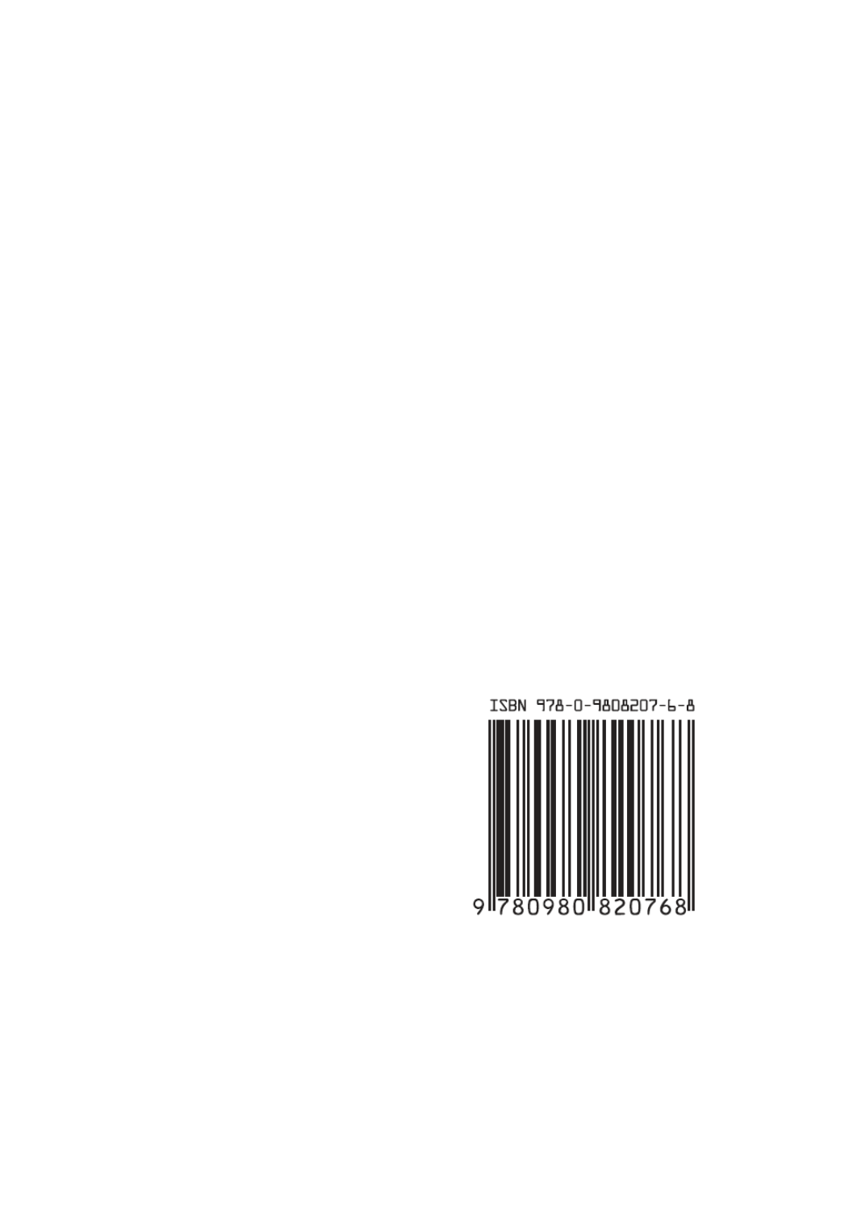ISBN 978-0-9808207-6-8

9 780980 820768